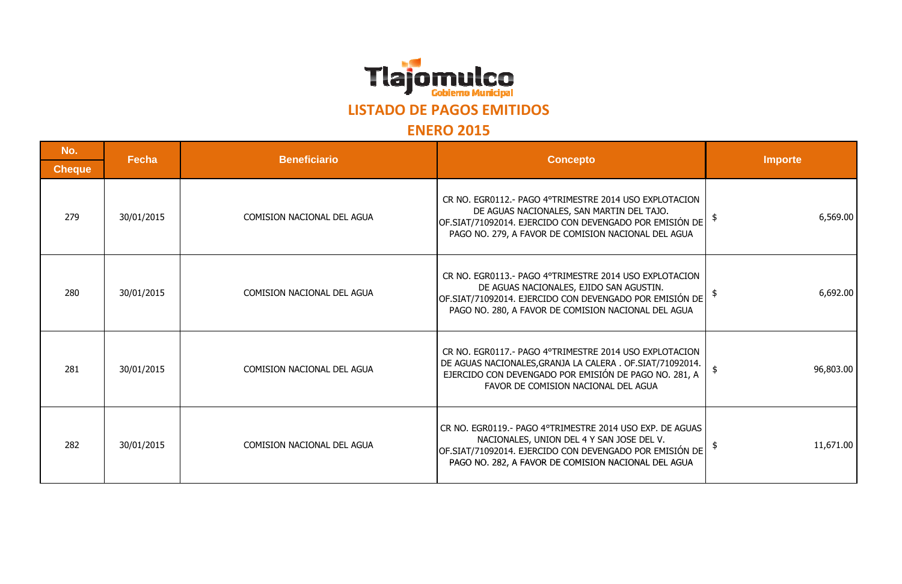# Tlajomulco

Gobierno Municipal

## LISTADO DE PAGOS EMITIDOS

## ENERO 2015

| No. Cheque | Fecha | Beneficiario | Concepto | Importe |
|---|---|---|---|---|
| 279 | 30/01/2015 | COMISION NACIONAL DEL AGUA | CR NO. EGR0112.- PAGO 4°TRIMESTRE 2014 USO EXPLOTACION DE AGUAS NACIONALES, SAN MARTIN DEL TAJO. OF.SIAT/71092014. EJERCIDO CON DEVENGADO POR EMISIÓN DE PAGO NO. 279, A FAVOR DE COMISION NACIONAL DEL AGUA | $ 6,569.00 |
| 280 | 30/01/2015 | COMISION NACIONAL DEL AGUA | CR NO. EGR0113.- PAGO 4°TRIMESTRE 2014 USO EXPLOTACION DE AGUAS NACIONALES, EJIDO SAN AGUSTIN. OF.SIAT/71092014. EJERCIDO CON DEVENGADO POR EMISIÓN DE PAGO NO. 280, A FAVOR DE COMISION NACIONAL DEL AGUA | $ 6,692.00 |
| 281 | 30/01/2015 | COMISION NACIONAL DEL AGUA | CR NO. EGR0117.- PAGO 4°TRIMESTRE 2014 USO EXPLOTACION DE AGUAS NACIONALES,GRANJA LA CALERA . OF.SIAT/71092014. EJERCIDO CON DEVENGADO POR EMISIÓN DE PAGO NO. 281, A FAVOR DE COMISION NACIONAL DEL AGUA | $ 96,803.00 |
| 282 | 30/01/2015 | COMISION NACIONAL DEL AGUA | CR NO. EGR0119.- PAGO 4°TRIMESTRE 2014 USO EXP. DE AGUAS NACIONALES, UNION DEL 4 Y SAN JOSE DEL V. OF.SIAT/71092014. EJERCIDO CON DEVENGADO POR EMISIÓN DE PAGO NO. 282, A FAVOR DE COMISION NACIONAL DEL AGUA | $ 11,671.00 |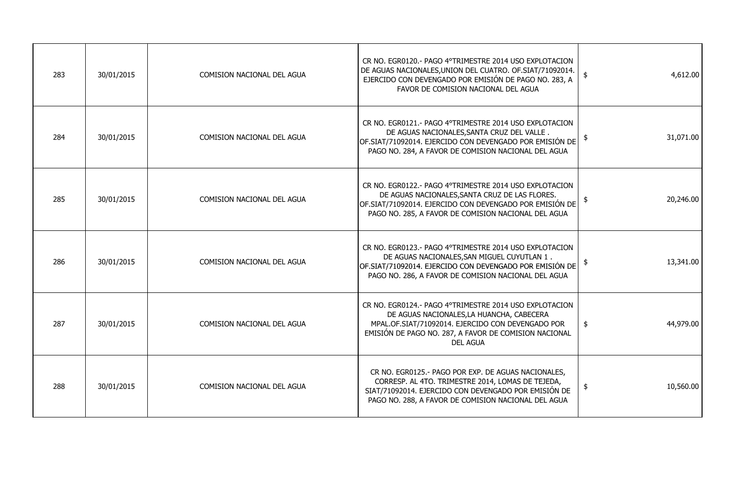| | | | | |
|---|---|---|---|---|
| 283 | 30/01/2015 | COMISION NACIONAL DEL AGUA | CR NO. EGR0120.- PAGO 4°TRIMESTRE 2014 USO EXPLOTACION DE AGUAS NACIONALES,UNION DEL CUATRO. OF.SIAT/71092014. EJERCIDO CON DEVENGADO POR EMISIÓN DE PAGO NO. 283, A FAVOR DE COMISION NACIONAL DEL AGUA | $ 4,612.00 |
| 284 | 30/01/2015 | COMISION NACIONAL DEL AGUA | CR NO. EGR0121.- PAGO 4°TRIMESTRE 2014 USO EXPLOTACION DE AGUAS NACIONALES,SANTA CRUZ DEL VALLE . OF.SIAT/71092014. EJERCIDO CON DEVENGADO POR EMISIÓN DE PAGO NO. 284, A FAVOR DE COMISION NACIONAL DEL AGUA | $ 31,071.00 |
| 285 | 30/01/2015 | COMISION NACIONAL DEL AGUA | CR NO. EGR0122.- PAGO 4°TRIMESTRE 2014 USO EXPLOTACION DE AGUAS NACIONALES,SANTA CRUZ DE LAS FLORES. OF.SIAT/71092014. EJERCIDO CON DEVENGADO POR EMISIÓN DE PAGO NO. 285, A FAVOR DE COMISION NACIONAL DEL AGUA | $ 20,246.00 |
| 286 | 30/01/2015 | COMISION NACIONAL DEL AGUA | CR NO. EGR0123.- PAGO 4°TRIMESTRE 2014 USO EXPLOTACION DE AGUAS NACIONALES,SAN MIGUEL CUYUTLAN 1 . OF.SIAT/71092014. EJERCIDO CON DEVENGADO POR EMISIÓN DE PAGO NO. 286, A FAVOR DE COMISION NACIONAL DEL AGUA | $ 13,341.00 |
| 287 | 30/01/2015 | COMISION NACIONAL DEL AGUA | CR NO. EGR0124.- PAGO 4°TRIMESTRE 2014 USO EXPLOTACION DE AGUAS NACIONALES,LA HUANCHA, CABECERA MPAL.OF.SIAT/71092014. EJERCIDO CON DEVENGADO POR EMISIÓN DE PAGO NO. 287, A FAVOR DE COMISION NACIONAL DEL AGUA | $ 44,979.00 |
| 288 | 30/01/2015 | COMISION NACIONAL DEL AGUA | CR NO. EGR0125.- PAGO POR EXP. DE AGUAS NACIONALES, CORRESP. AL 4TO. TRIMESTRE 2014, LOMAS DE TEJEDA, SIAT/71092014. EJERCIDO CON DEVENGADO POR EMISIÓN DE PAGO NO. 288, A FAVOR DE COMISION NACIONAL DEL AGUA | $ 10,560.00 |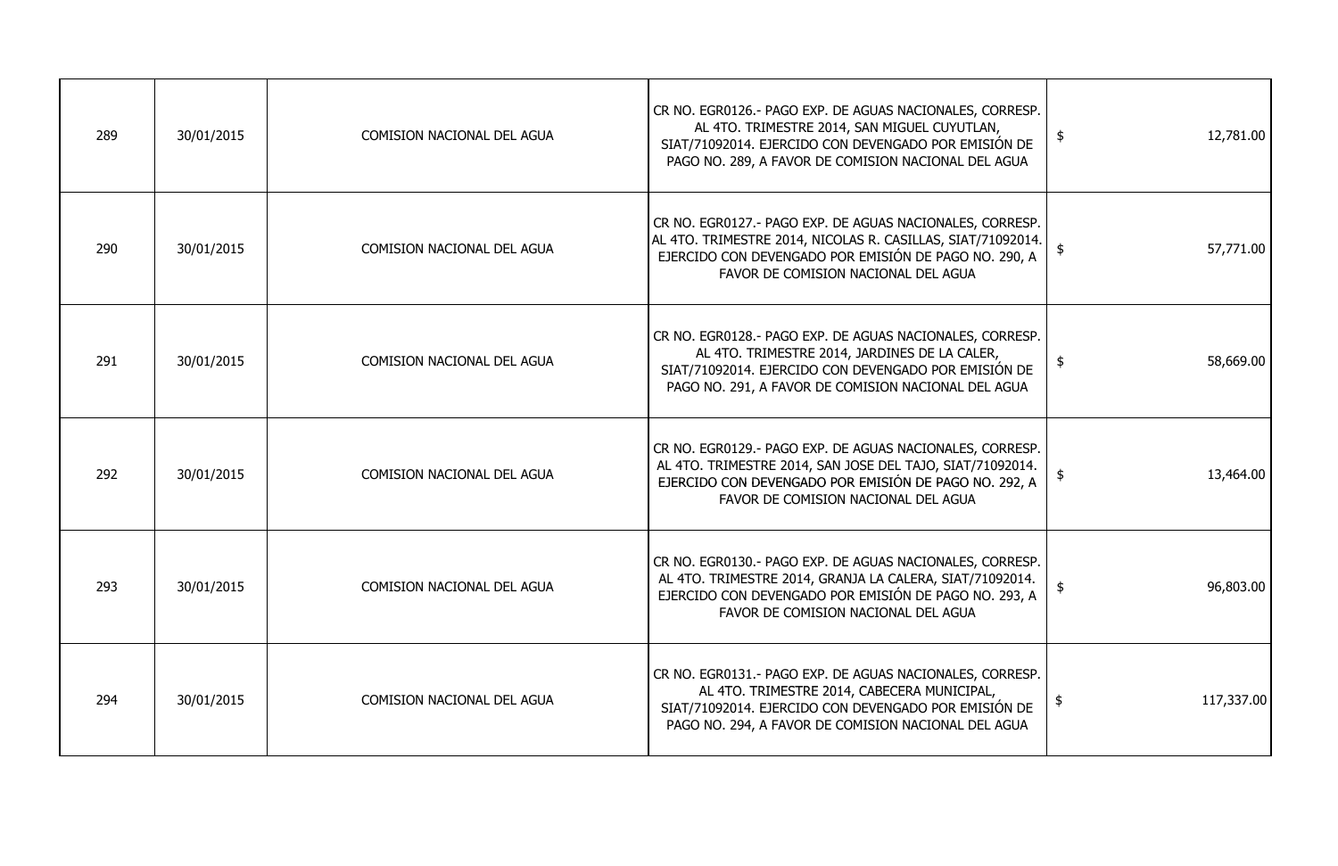| | | | | | |
|---|---|---|---|---|---|
| 289 | 30/01/2015 | COMISION NACIONAL DEL AGUA | CR NO. EGR0126.- PAGO EXP. DE AGUAS NACIONALES, CORRESP. AL 4TO. TRIMESTRE 2014, SAN MIGUEL CUYUTLAN, SIAT/71092014. EJERCIDO CON DEVENGADO POR EMISIÓN DE PAGO NO. 289, A FAVOR DE COMISION NACIONAL DEL AGUA | $ | 12,781.00 |
| 290 | 30/01/2015 | COMISION NACIONAL DEL AGUA | CR NO. EGR0127.- PAGO EXP. DE AGUAS NACIONALES, CORRESP. AL 4TO. TRIMESTRE 2014, NICOLAS R. CASILLAS, SIAT/71092014. EJERCIDO CON DEVENGADO POR EMISIÓN DE PAGO NO. 290, A FAVOR DE COMISION NACIONAL DEL AGUA | $ | 57,771.00 |
| 291 | 30/01/2015 | COMISION NACIONAL DEL AGUA | CR NO. EGR0128.- PAGO EXP. DE AGUAS NACIONALES, CORRESP. AL 4TO. TRIMESTRE 2014, JARDINES DE LA CALER, SIAT/71092014. EJERCIDO CON DEVENGADO POR EMISIÓN DE PAGO NO. 291, A FAVOR DE COMISION NACIONAL DEL AGUA | $ | 58,669.00 |
| 292 | 30/01/2015 | COMISION NACIONAL DEL AGUA | CR NO. EGR0129.- PAGO EXP. DE AGUAS NACIONALES, CORRESP. AL 4TO. TRIMESTRE 2014, SAN JOSE DEL TAJO, SIAT/71092014. EJERCIDO CON DEVENGADO POR EMISIÓN DE PAGO NO. 292, A FAVOR DE COMISION NACIONAL DEL AGUA | $ | 13,464.00 |
| 293 | 30/01/2015 | COMISION NACIONAL DEL AGUA | CR NO. EGR0130.- PAGO EXP. DE AGUAS NACIONALES, CORRESP. AL 4TO. TRIMESTRE 2014, GRANJA LA CALERA, SIAT/71092014. EJERCIDO CON DEVENGADO POR EMISIÓN DE PAGO NO. 293, A FAVOR DE COMISION NACIONAL DEL AGUA | $ | 96,803.00 |
| 294 | 30/01/2015 | COMISION NACIONAL DEL AGUA | CR NO. EGR0131.- PAGO EXP. DE AGUAS NACIONALES, CORRESP. AL 4TO. TRIMESTRE 2014, CABECERA MUNICIPAL, SIAT/71092014. EJERCIDO CON DEVENGADO POR EMISIÓN DE PAGO NO. 294, A FAVOR DE COMISION NACIONAL DEL AGUA | $ | 117,337.00 |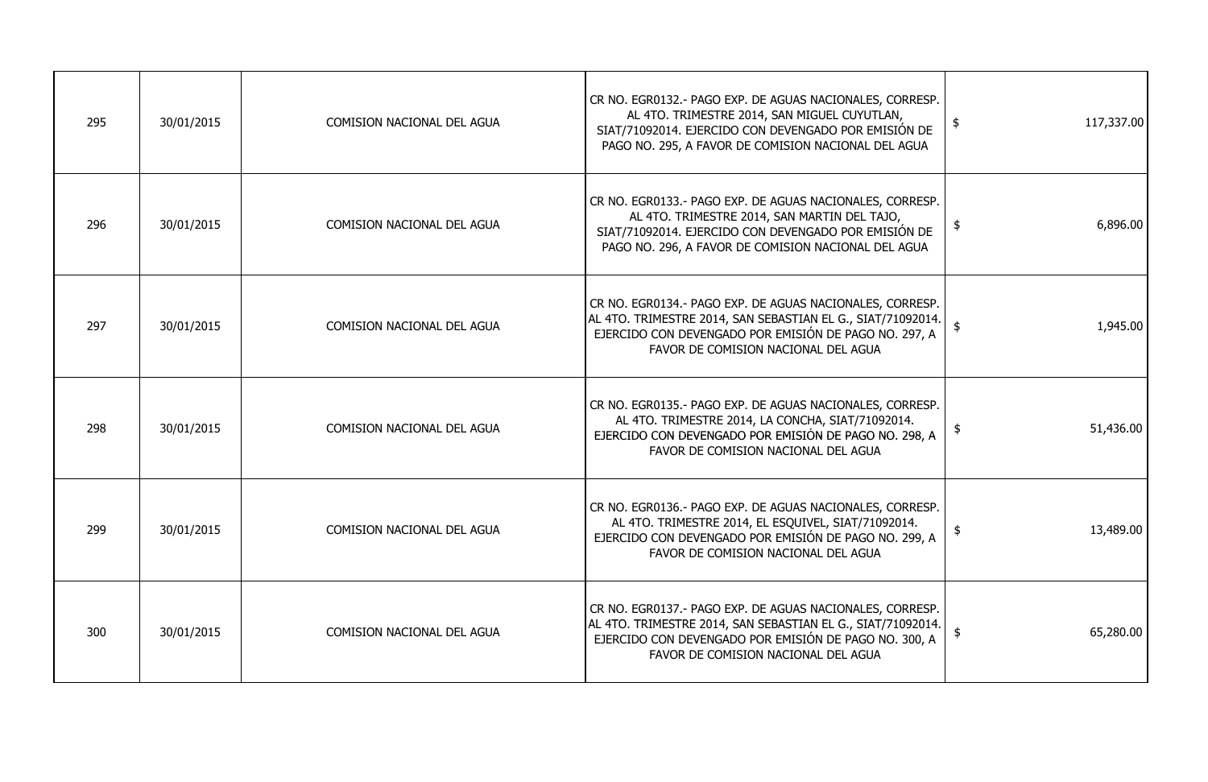| | | | | |
|---|---|---|---|---|
| 295 | 30/01/2015 | COMISION NACIONAL DEL AGUA | CR NO. EGR0132.- PAGO EXP. DE AGUAS NACIONALES, CORRESP. AL 4TO. TRIMESTRE 2014, SAN MIGUEL CUYUTLAN, SIAT/71092014. EJERCIDO CON DEVENGADO POR EMISIÓN DE PAGO NO. 295, A FAVOR DE COMISION NACIONAL DEL AGUA | $ 117,337.00 |
| 296 | 30/01/2015 | COMISION NACIONAL DEL AGUA | CR NO. EGR0133.- PAGO EXP. DE AGUAS NACIONALES, CORRESP. AL 4TO. TRIMESTRE 2014, SAN MARTIN DEL TAJO, SIAT/71092014. EJERCIDO CON DEVENGADO POR EMISIÓN DE PAGO NO. 296, A FAVOR DE COMISION NACIONAL DEL AGUA | $ 6,896.00 |
| 297 | 30/01/2015 | COMISION NACIONAL DEL AGUA | CR NO. EGR0134.- PAGO EXP. DE AGUAS NACIONALES, CORRESP. AL 4TO. TRIMESTRE 2014, SAN SEBASTIAN EL G., SIAT/71092014. EJERCIDO CON DEVENGADO POR EMISIÓN DE PAGO NO. 297, A FAVOR DE COMISION NACIONAL DEL AGUA | $ 1,945.00 |
| 298 | 30/01/2015 | COMISION NACIONAL DEL AGUA | CR NO. EGR0135.- PAGO EXP. DE AGUAS NACIONALES, CORRESP. AL 4TO. TRIMESTRE 2014, LA CONCHA, SIAT/71092014. EJERCIDO CON DEVENGADO POR EMISIÓN DE PAGO NO. 298, A FAVOR DE COMISION NACIONAL DEL AGUA | $ 51,436.00 |
| 299 | 30/01/2015 | COMISION NACIONAL DEL AGUA | CR NO. EGR0136.- PAGO EXP. DE AGUAS NACIONALES, CORRESP. AL 4TO. TRIMESTRE 2014, EL ESQUIVEL, SIAT/71092014. EJERCIDO CON DEVENGADO POR EMISIÓN DE PAGO NO. 299, A FAVOR DE COMISION NACIONAL DEL AGUA | $ 13,489.00 |
| 300 | 30/01/2015 | COMISION NACIONAL DEL AGUA | CR NO. EGR0137.- PAGO EXP. DE AGUAS NACIONALES, CORRESP. AL 4TO. TRIMESTRE 2014, SAN SEBASTIAN EL G., SIAT/71092014. EJERCIDO CON DEVENGADO POR EMISIÓN DE PAGO NO. 300, A FAVOR DE COMISION NACIONAL DEL AGUA | $ 65,280.00 |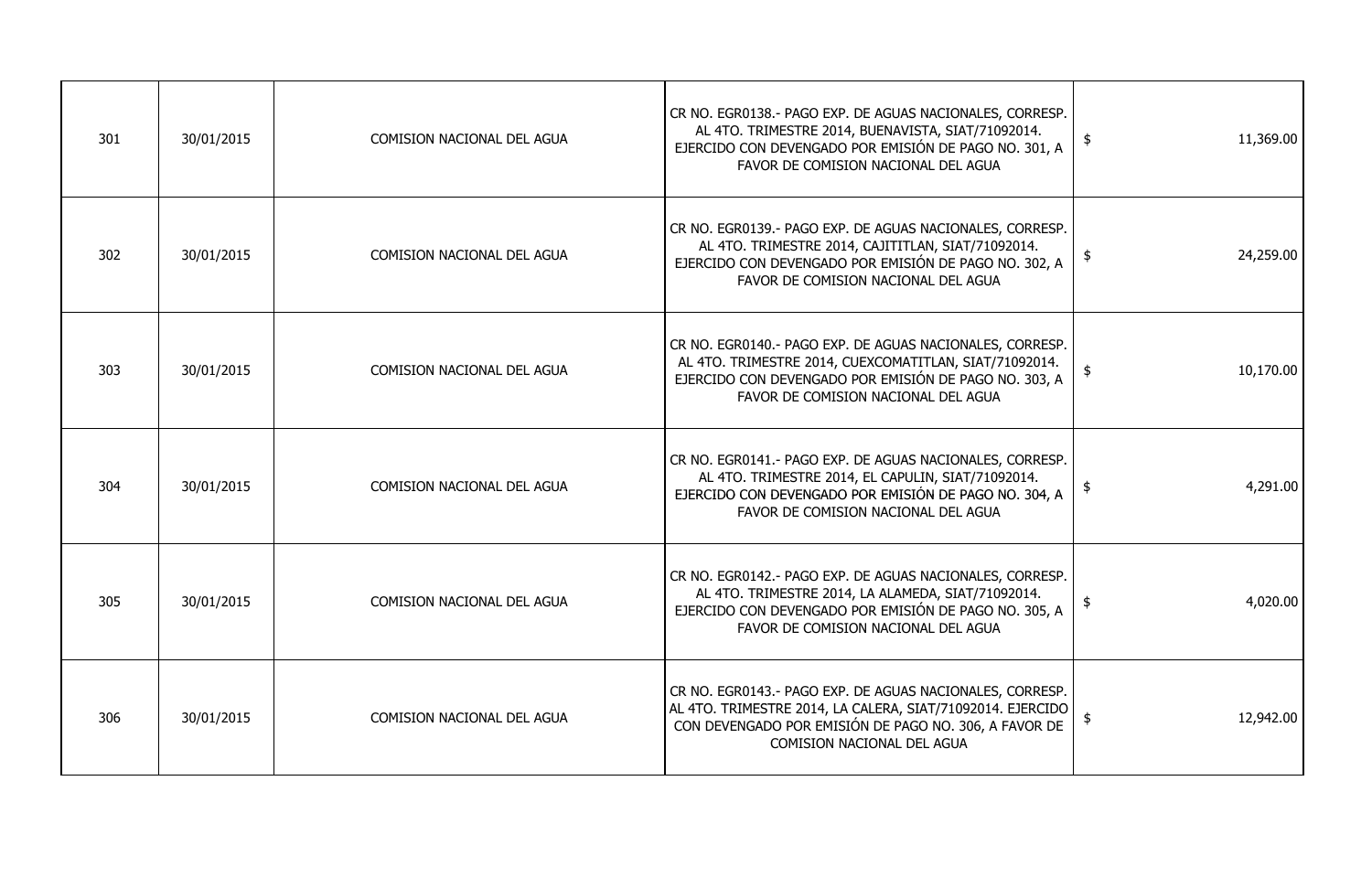| | | | | | |
|---|---|---|---|---|---|
| 301 | 30/01/2015 | COMISION NACIONAL DEL AGUA | CR NO. EGR0138.- PAGO EXP. DE AGUAS NACIONALES, CORRESP. AL 4TO. TRIMESTRE 2014, BUENAVISTA, SIAT/71092014. EJERCIDO CON DEVENGADO POR EMISIÓN DE PAGO NO. 301, A FAVOR DE COMISION NACIONAL DEL AGUA | $ | 11,369.00 |
| 302 | 30/01/2015 | COMISION NACIONAL DEL AGUA | CR NO. EGR0139.- PAGO EXP. DE AGUAS NACIONALES, CORRESP. AL 4TO. TRIMESTRE 2014, CAJITITLAN, SIAT/71092014. EJERCIDO CON DEVENGADO POR EMISIÓN DE PAGO NO. 302, A FAVOR DE COMISION NACIONAL DEL AGUA | $ | 24,259.00 |
| 303 | 30/01/2015 | COMISION NACIONAL DEL AGUA | CR NO. EGR0140.- PAGO EXP. DE AGUAS NACIONALES, CORRESP. AL 4TO. TRIMESTRE 2014, CUEXCOMATITLAN, SIAT/71092014. EJERCIDO CON DEVENGADO POR EMISIÓN DE PAGO NO. 303, A FAVOR DE COMISION NACIONAL DEL AGUA | $ | 10,170.00 |
| 304 | 30/01/2015 | COMISION NACIONAL DEL AGUA | CR NO. EGR0141.- PAGO EXP. DE AGUAS NACIONALES, CORRESP. AL 4TO. TRIMESTRE 2014, EL CAPULIN, SIAT/71092014. EJERCIDO CON DEVENGADO POR EMISIÓN DE PAGO NO. 304, A FAVOR DE COMISION NACIONAL DEL AGUA | $ | 4,291.00 |
| 305 | 30/01/2015 | COMISION NACIONAL DEL AGUA | CR NO. EGR0142.- PAGO EXP. DE AGUAS NACIONALES, CORRESP. AL 4TO. TRIMESTRE 2014, LA ALAMEDA, SIAT/71092014. EJERCIDO CON DEVENGADO POR EMISIÓN DE PAGO NO. 305, A FAVOR DE COMISION NACIONAL DEL AGUA | $ | 4,020.00 |
| 306 | 30/01/2015 | COMISION NACIONAL DEL AGUA | CR NO. EGR0143.- PAGO EXP. DE AGUAS NACIONALES, CORRESP. AL 4TO. TRIMESTRE 2014, LA CALERA, SIAT/71092014. EJERCIDO CON DEVENGADO POR EMISIÓN DE PAGO NO. 306, A FAVOR DE COMISION NACIONAL DEL AGUA | $ | 12,942.00 |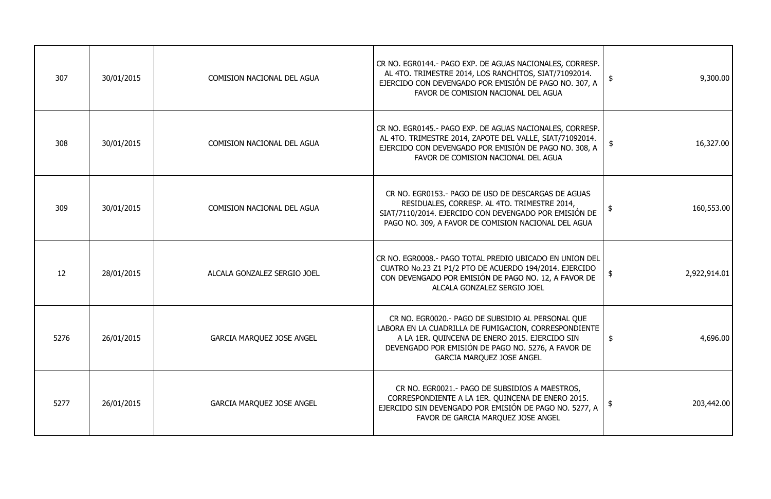| | | | | | |
|---|---|---|---|---|---|
| 307 | 30/01/2015 | COMISION NACIONAL DEL AGUA | CR NO. EGR0144.- PAGO EXP. DE AGUAS NACIONALES, CORRESP. AL 4TO. TRIMESTRE 2014, LOS RANCHITOS, SIAT/71092014. EJERCIDO CON DEVENGADO POR EMISIÓN DE PAGO NO. 307, A FAVOR DE COMISION NACIONAL DEL AGUA | $ | 9,300.00 |
| 308 | 30/01/2015 | COMISION NACIONAL DEL AGUA | CR NO. EGR0145.- PAGO EXP. DE AGUAS NACIONALES, CORRESP. AL 4TO. TRIMESTRE 2014, ZAPOTE DEL VALLE, SIAT/71092014. EJERCIDO CON DEVENGADO POR EMISIÓN DE PAGO NO. 308, A FAVOR DE COMISION NACIONAL DEL AGUA | $ | 16,327.00 |
| 309 | 30/01/2015 | COMISION NACIONAL DEL AGUA | CR NO. EGR0153.- PAGO DE USO DE DESCARGAS DE AGUAS RESIDUALES, CORRESP. AL 4TO. TRIMESTRE 2014, SIAT/7110/2014. EJERCIDO CON DEVENGADO POR EMISIÓN DE PAGO NO. 309, A FAVOR DE COMISION NACIONAL DEL AGUA | $ | 160,553.00 |
| 12 | 28/01/2015 | ALCALA GONZALEZ SERGIO JOEL | CR NO. EGR0008.- PAGO TOTAL PREDIO UBICADO EN UNION DEL CUATRO No.23 Z1 P1/2 PTO DE ACUERDO 194/2014. EJERCIDO CON DEVENGADO POR EMISIÓN DE PAGO NO. 12, A FAVOR DE ALCALA GONZALEZ SERGIO JOEL | $ | 2,922,914.01 |
| 5276 | 26/01/2015 | GARCIA MARQUEZ JOSE ANGEL | CR NO. EGR0020.- PAGO DE SUBSIDIO AL PERSONAL QUE LABORA EN LA CUADRILLA DE FUMIGACION, CORRESPONDIENTE A LA 1ER. QUINCENA DE ENERO 2015. EJERCIDO SIN DEVENGADO POR EMISIÓN DE PAGO NO. 5276, A FAVOR DE GARCIA MARQUEZ JOSE ANGEL | $ | 4,696.00 |
| 5277 | 26/01/2015 | GARCIA MARQUEZ JOSE ANGEL | CR NO. EGR0021.- PAGO DE SUBSIDIOS A MAESTROS, CORRESPONDIENTE A LA 1ER. QUINCENA DE ENERO 2015. EJERCIDO SIN DEVENGADO POR EMISIÓN DE PAGO NO. 5277, A FAVOR DE GARCIA MARQUEZ JOSE ANGEL | $ | 203,442.00 |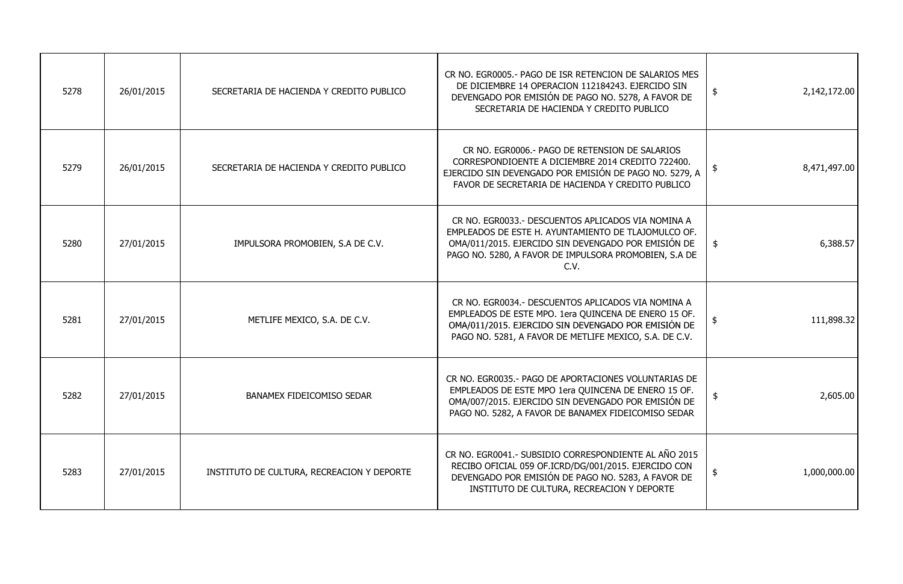| | | | | | |
|---|---|---|---|---|---|
| 5278 | 26/01/2015 | SECRETARIA DE HACIENDA Y CREDITO PUBLICO | CR NO. EGR0005.- PAGO DE ISR RETENCION DE SALARIOS MES DE DICIEMBRE 14 OPERACION 112184243. EJERCIDO SIN DEVENGADO POR EMISIÓN DE PAGO NO. 5278, A FAVOR DE SECRETARIA DE HACIENDA Y CREDITO PUBLICO | $ | 2,142,172.00 |
| 5279 | 26/01/2015 | SECRETARIA DE HACIENDA Y CREDITO PUBLICO | CR NO. EGR0006.- PAGO DE RETENSION DE SALARIOS CORRESPONDIOENTE A DICIEMBRE 2014 CREDITO 722400. EJERCIDO SIN DEVENGADO POR EMISIÓN DE PAGO NO. 5279, A FAVOR DE SECRETARIA DE HACIENDA Y CREDITO PUBLICO | $ | 8,471,497.00 |
| 5280 | 27/01/2015 | IMPULSORA PROMOBIEN, S.A DE C.V. | CR NO. EGR0033.- DESCUENTOS APLICADOS VIA NOMINA A EMPLEADOS DE ESTE H. AYUNTAMIENTO DE TLAJOMULCO OF. OMA/011/2015. EJERCIDO SIN DEVENGADO POR EMISIÓN DE PAGO NO. 5280, A FAVOR DE IMPULSORA PROMOBIEN, S.A DE C.V. | $ | 6,388.57 |
| 5281 | 27/01/2015 | METLIFE MEXICO, S.A. DE C.V. | CR NO. EGR0034.- DESCUENTOS APLICADOS VIA NOMINA A EMPLEADOS DE ESTE MPO. 1era QUINCENA DE ENERO 15 OF. OMA/011/2015. EJERCIDO SIN DEVENGADO POR EMISIÓN DE PAGO NO. 5281, A FAVOR DE METLIFE MEXICO, S.A. DE C.V. | $ | 111,898.32 |
| 5282 | 27/01/2015 | BANAMEX FIDEICOMISO SEDAR | CR NO. EGR0035.- PAGO DE APORTACIONES VOLUNTARIAS DE EMPLEADOS DE ESTE MPO 1era QUINCENA DE ENERO 15 OF. OMA/007/2015. EJERCIDO SIN DEVENGADO POR EMISIÓN DE PAGO NO. 5282, A FAVOR DE BANAMEX FIDEICOMISO SEDAR | $ | 2,605.00 |
| 5283 | 27/01/2015 | INSTITUTO DE CULTURA, RECREACION Y DEPORTE | CR NO. EGR0041.- SUBSIDIO CORRESPONDIENTE AL AÑO 2015 RECIBO OFICIAL 059 OF.ICRD/DG/001/2015. EJERCIDO CON DEVENGADO POR EMISIÓN DE PAGO NO. 5283, A FAVOR DE INSTITUTO DE CULTURA, RECREACION Y DEPORTE | $ | 1,000,000.00 |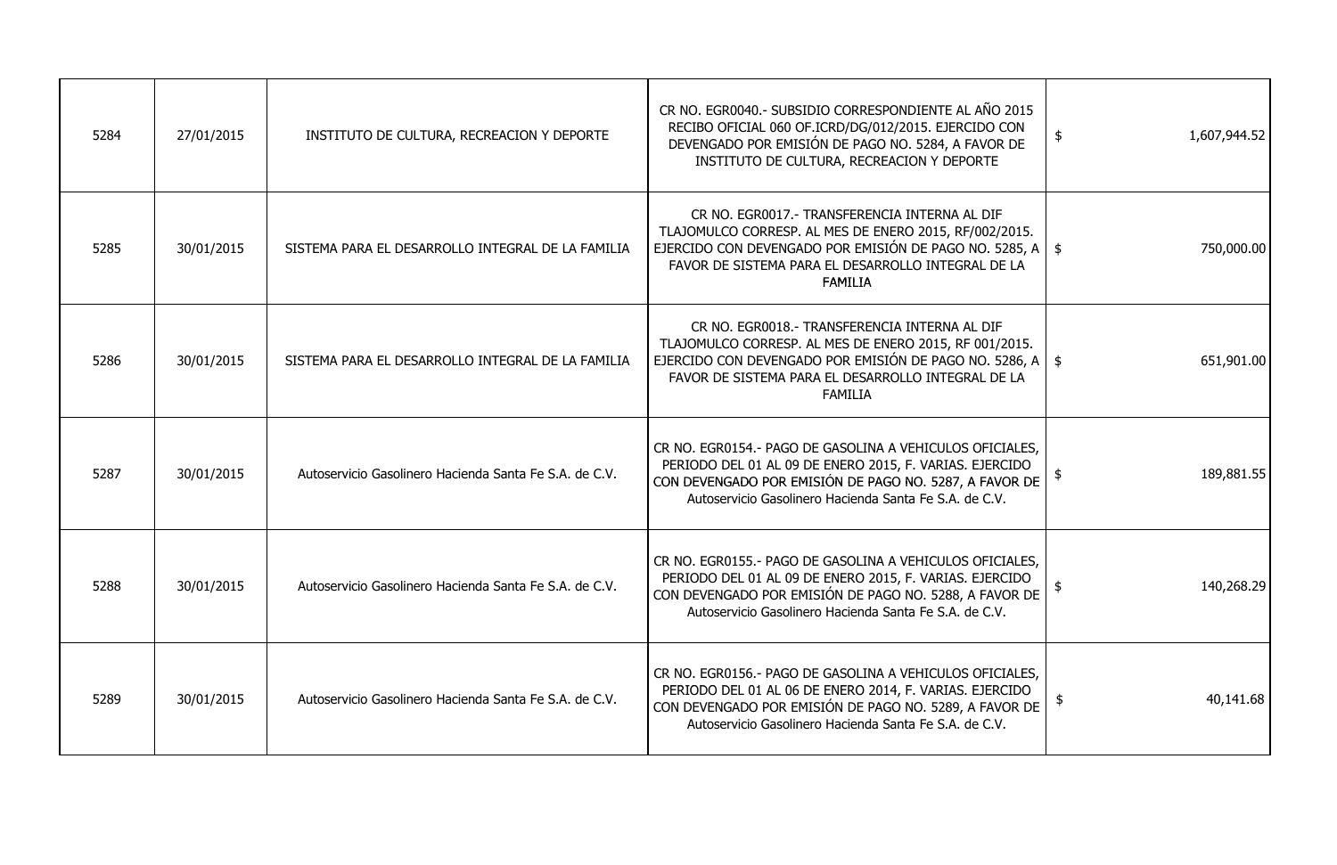| | | | | | |
|---|---|---|---|---|---|
| 5284 | 27/01/2015 | INSTITUTO DE CULTURA, RECREACION Y DEPORTE | CR NO. EGR0040.- SUBSIDIO CORRESPONDIENTE AL AÑO 2015 RECIBO OFICIAL 060 OF.ICRD/DG/012/2015. EJERCIDO CON DEVENGADO POR EMISIÓN DE PAGO NO. 5284, A FAVOR DE INSTITUTO DE CULTURA, RECREACION Y DEPORTE | $ | 1,607,944.52 |
| 5285 | 30/01/2015 | SISTEMA PARA EL DESARROLLO INTEGRAL DE LA FAMILIA | CR NO. EGR0017.- TRANSFERENCIA INTERNA AL DIF TLAJOMULCO CORRESP. AL MES DE ENERO 2015, RF/002/2015. EJERCIDO CON DEVENGADO POR EMISIÓN DE PAGO NO. 5285, A FAVOR DE SISTEMA PARA EL DESARROLLO INTEGRAL DE LA FAMILIA | $ | 750,000.00 |
| 5286 | 30/01/2015 | SISTEMA PARA EL DESARROLLO INTEGRAL DE LA FAMILIA | CR NO. EGR0018.- TRANSFERENCIA INTERNA AL DIF TLAJOMULCO CORRESP. AL MES DE ENERO 2015, RF 001/2015. EJERCIDO CON DEVENGADO POR EMISIÓN DE PAGO NO. 5286, A FAVOR DE SISTEMA PARA EL DESARROLLO INTEGRAL DE LA FAMILIA | $ | 651,901.00 |
| 5287 | 30/01/2015 | Autoservicio Gasolinero Hacienda Santa Fe S.A. de C.V. | CR NO. EGR0154.- PAGO DE GASOLINA A VEHICULOS OFICIALES, PERIODO DEL 01 AL 09 DE ENERO 2015, F. VARIAS. EJERCIDO CON DEVENGADO POR EMISIÓN DE PAGO NO. 5287, A FAVOR DE Autoservicio Gasolinero Hacienda Santa Fe S.A. de C.V. | $ | 189,881.55 |
| 5288 | 30/01/2015 | Autoservicio Gasolinero Hacienda Santa Fe S.A. de C.V. | CR NO. EGR0155.- PAGO DE GASOLINA A VEHICULOS OFICIALES, PERIODO DEL 01 AL 09 DE ENERO 2015, F. VARIAS. EJERCIDO CON DEVENGADO POR EMISIÓN DE PAGO NO. 5288, A FAVOR DE Autoservicio Gasolinero Hacienda Santa Fe S.A. de C.V. | $ | 140,268.29 |
| 5289 | 30/01/2015 | Autoservicio Gasolinero Hacienda Santa Fe S.A. de C.V. | CR NO. EGR0156.- PAGO DE GASOLINA A VEHICULOS OFICIALES, PERIODO DEL 01 AL 06 DE ENERO 2014, F. VARIAS. EJERCIDO CON DEVENGADO POR EMISIÓN DE PAGO NO. 5289, A FAVOR DE Autoservicio Gasolinero Hacienda Santa Fe S.A. de C.V. | $ | 40,141.68 |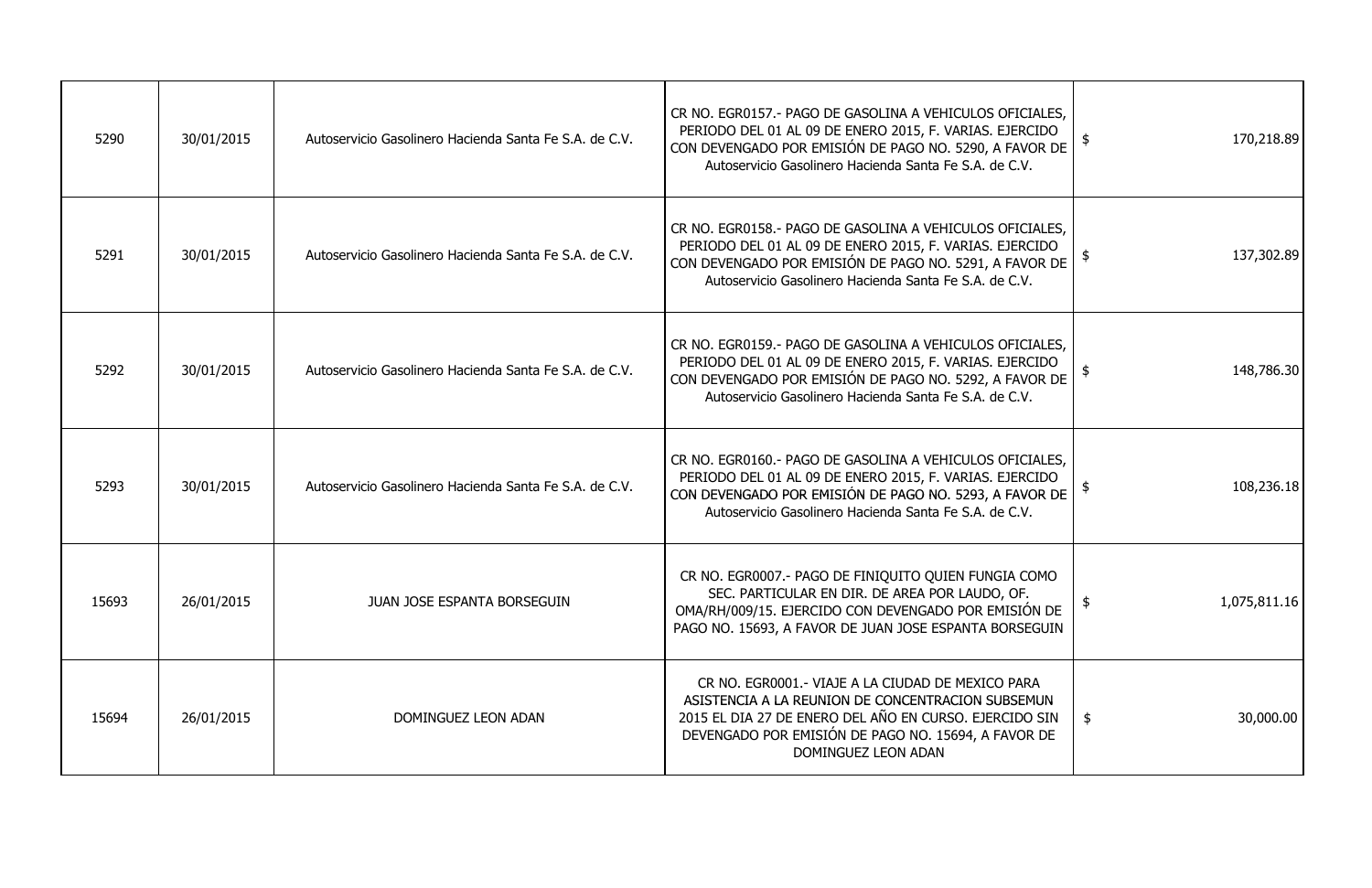| | | | | | |
|---|---|---|---|---|---|
| 5290 | 30/01/2015 | Autoservicio Gasolinero Hacienda Santa Fe S.A. de C.V. | CR NO. EGR0157.- PAGO DE GASOLINA A VEHICULOS OFICIALES, PERIODO DEL 01 AL 09 DE ENERO 2015, F. VARIAS. EJERCIDO CON DEVENGADO POR EMISIÓN DE PAGO NO. 5290, A FAVOR DE Autoservicio Gasolinero Hacienda Santa Fe S.A. de C.V. | $ | 170,218.89 |
| 5291 | 30/01/2015 | Autoservicio Gasolinero Hacienda Santa Fe S.A. de C.V. | CR NO. EGR0158.- PAGO DE GASOLINA A VEHICULOS OFICIALES, PERIODO DEL 01 AL 09 DE ENERO 2015, F. VARIAS. EJERCIDO CON DEVENGADO POR EMISIÓN DE PAGO NO. 5291, A FAVOR DE Autoservicio Gasolinero Hacienda Santa Fe S.A. de C.V. | $ | 137,302.89 |
| 5292 | 30/01/2015 | Autoservicio Gasolinero Hacienda Santa Fe S.A. de C.V. | CR NO. EGR0159.- PAGO DE GASOLINA A VEHICULOS OFICIALES, PERIODO DEL 01 AL 09 DE ENERO 2015, F. VARIAS. EJERCIDO CON DEVENGADO POR EMISIÓN DE PAGO NO. 5292, A FAVOR DE Autoservicio Gasolinero Hacienda Santa Fe S.A. de C.V. | $ | 148,786.30 |
| 5293 | 30/01/2015 | Autoservicio Gasolinero Hacienda Santa Fe S.A. de C.V. | CR NO. EGR0160.- PAGO DE GASOLINA A VEHICULOS OFICIALES, PERIODO DEL 01 AL 09 DE ENERO 2015, F. VARIAS. EJERCIDO CON DEVENGADO POR EMISIÓN DE PAGO NO. 5293, A FAVOR DE Autoservicio Gasolinero Hacienda Santa Fe S.A. de C.V. | $ | 108,236.18 |
| 15693 | 26/01/2015 | JUAN JOSE ESPANTA BORSEGUIN | CR NO. EGR0007.- PAGO DE FINIQUITO QUIEN FUNGIA COMO SEC. PARTICULAR EN DIR. DE AREA POR LAUDO, OF. OMA/RH/009/15. EJERCIDO CON DEVENGADO POR EMISIÓN DE PAGO NO. 15693, A FAVOR DE JUAN JOSE ESPANTA BORSEGUIN | $ | 1,075,811.16 |
| 15694 | 26/01/2015 | DOMINGUEZ LEON ADAN | CR NO. EGR0001.- VIAJE A LA CIUDAD DE MEXICO PARA ASISTENCIA A LA REUNION DE CONCENTRACION SUBSEMUN 2015 EL DIA 27 DE ENERO DEL AÑO EN CURSO. EJERCIDO SIN DEVENGADO POR EMISIÓN DE PAGO NO. 15694, A FAVOR DE DOMINGUEZ LEON ADAN | $ | 30,000.00 |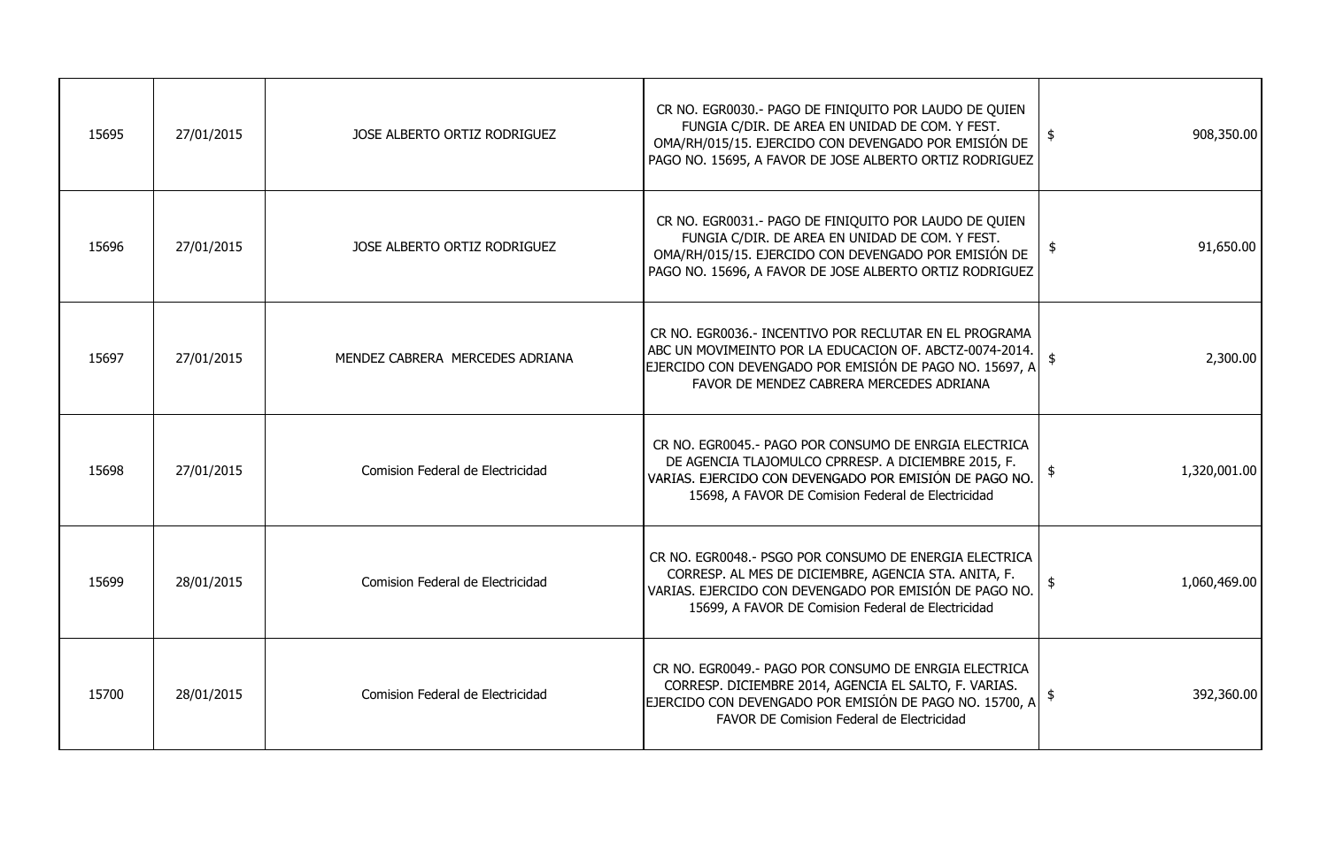| | | | | | |
|---|---|---|---|---|---|
| 15695 | 27/01/2015 | JOSE ALBERTO ORTIZ RODRIGUEZ | CR NO. EGR0030.- PAGO DE FINIQUITO POR LAUDO DE QUIEN FUNGIA C/DIR. DE AREA EN UNIDAD DE COM. Y FEST. OMA/RH/015/15. EJERCIDO CON DEVENGADO POR EMISIÓN DE PAGO NO. 15695, A FAVOR DE JOSE ALBERTO ORTIZ RODRIGUEZ | $ | 908,350.00 |
| 15696 | 27/01/2015 | JOSE ALBERTO ORTIZ RODRIGUEZ | CR NO. EGR0031.- PAGO DE FINIQUITO POR LAUDO DE QUIEN FUNGIA C/DIR. DE AREA EN UNIDAD DE COM. Y FEST. OMA/RH/015/15. EJERCIDO CON DEVENGADO POR EMISIÓN DE PAGO NO. 15696, A FAVOR DE JOSE ALBERTO ORTIZ RODRIGUEZ | $ | 91,650.00 |
| 15697 | 27/01/2015 | MENDEZ CABRERA MERCEDES ADRIANA | CR NO. EGR0036.- INCENTIVO POR RECLUTAR EN EL PROGRAMA ABC UN MOVIMEINTO POR LA EDUCACION OF. ABCTZ-0074-2014. EJERCIDO CON DEVENGADO POR EMISIÓN DE PAGO NO. 15697, A FAVOR DE MENDEZ CABRERA MERCEDES ADRIANA | $ | 2,300.00 |
| 15698 | 27/01/2015 | Comision Federal de Electricidad | CR NO. EGR0045.- PAGO POR CONSUMO DE ENRGIA ELECTRICA DE AGENCIA TLAJOMULCO CPRRESP. A DICIEMBRE 2015, F. VARIAS. EJERCIDO CON DEVENGADO POR EMISIÓN DE PAGO NO. 15698, A FAVOR DE Comision Federal de Electricidad | $ | 1,320,001.00 |
| 15699 | 28/01/2015 | Comision Federal de Electricidad | CR NO. EGR0048.- PSGO POR CONSUMO DE ENERGIA ELECTRICA CORRESP. AL MES DE DICIEMBRE, AGENCIA STA. ANITA, F. VARIAS. EJERCIDO CON DEVENGADO POR EMISIÓN DE PAGO NO. 15699, A FAVOR DE Comision Federal de Electricidad | $ | 1,060,469.00 |
| 15700 | 28/01/2015 | Comision Federal de Electricidad | CR NO. EGR0049.- PAGO POR CONSUMO DE ENRGIA ELECTRICA CORRESP. DICIEMBRE 2014, AGENCIA EL SALTO, F. VARIAS. EJERCIDO CON DEVENGADO POR EMISIÓN DE PAGO NO. 15700, A FAVOR DE Comision Federal de Electricidad | $ | 392,360.00 |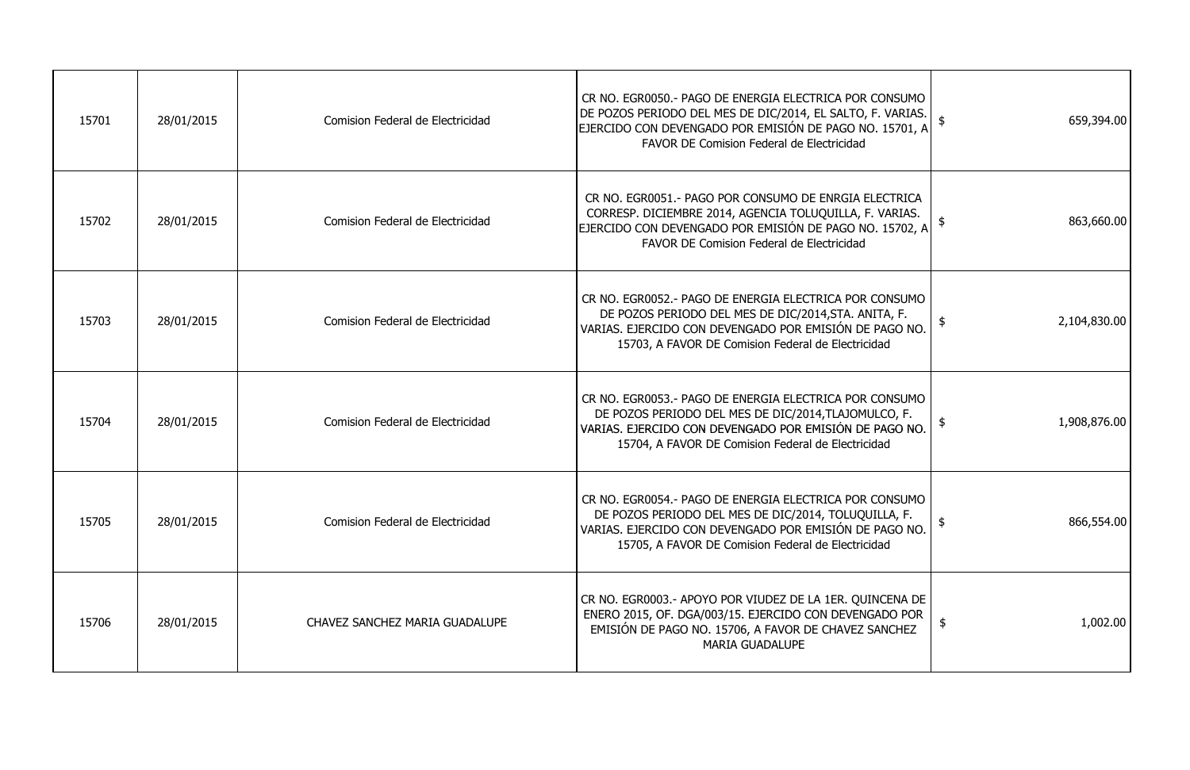| | | | | | |
|---|---|---|---|---|---|
| 15701 | 28/01/2015 | Comision Federal de Electricidad | CR NO. EGR0050.- PAGO DE ENERGIA ELECTRICA POR CONSUMO DE POZOS PERIODO DEL MES DE DIC/2014, EL SALTO, F. VARIAS. EJERCIDO CON DEVENGADO POR EMISIÓN DE PAGO NO. 15701, A FAVOR DE Comision Federal de Electricidad | $ | 659,394.00 |
| 15702 | 28/01/2015 | Comision Federal de Electricidad | CR NO. EGR0051.- PAGO POR CONSUMO DE ENRGIA ELECTRICA CORRESP. DICIEMBRE 2014, AGENCIA TOLUQUILLA, F. VARIAS. EJERCIDO CON DEVENGADO POR EMISIÓN DE PAGO NO. 15702, A FAVOR DE Comision Federal de Electricidad | $ | 863,660.00 |
| 15703 | 28/01/2015 | Comision Federal de Electricidad | CR NO. EGR0052.- PAGO DE ENERGIA ELECTRICA POR CONSUMO DE POZOS PERIODO DEL MES DE DIC/2014,STA. ANITA, F. VARIAS. EJERCIDO CON DEVENGADO POR EMISIÓN DE PAGO NO. 15703, A FAVOR DE Comision Federal de Electricidad | $ | 2,104,830.00 |
| 15704 | 28/01/2015 | Comision Federal de Electricidad | CR NO. EGR0053.- PAGO DE ENERGIA ELECTRICA POR CONSUMO DE POZOS PERIODO DEL MES DE DIC/2014,TLAJOMULCO, F. VARIAS. EJERCIDO CON DEVENGADO POR EMISIÓN DE PAGO NO. 15704, A FAVOR DE Comision Federal de Electricidad | $ | 1,908,876.00 |
| 15705 | 28/01/2015 | Comision Federal de Electricidad | CR NO. EGR0054.- PAGO DE ENERGIA ELECTRICA POR CONSUMO DE POZOS PERIODO DEL MES DE DIC/2014, TOLUQUILLA, F. VARIAS. EJERCIDO CON DEVENGADO POR EMISIÓN DE PAGO NO. 15705, A FAVOR DE Comision Federal de Electricidad | $ | 866,554.00 |
| 15706 | 28/01/2015 | CHAVEZ SANCHEZ MARIA GUADALUPE | CR NO. EGR0003.- APOYO POR VIUDEZ DE LA 1ER. QUINCENA DE ENERO 2015, OF. DGA/003/15. EJERCIDO CON DEVENGADO POR EMISIÓN DE PAGO NO. 15706, A FAVOR DE CHAVEZ SANCHEZ MARIA GUADALUPE | $ | 1,002.00 |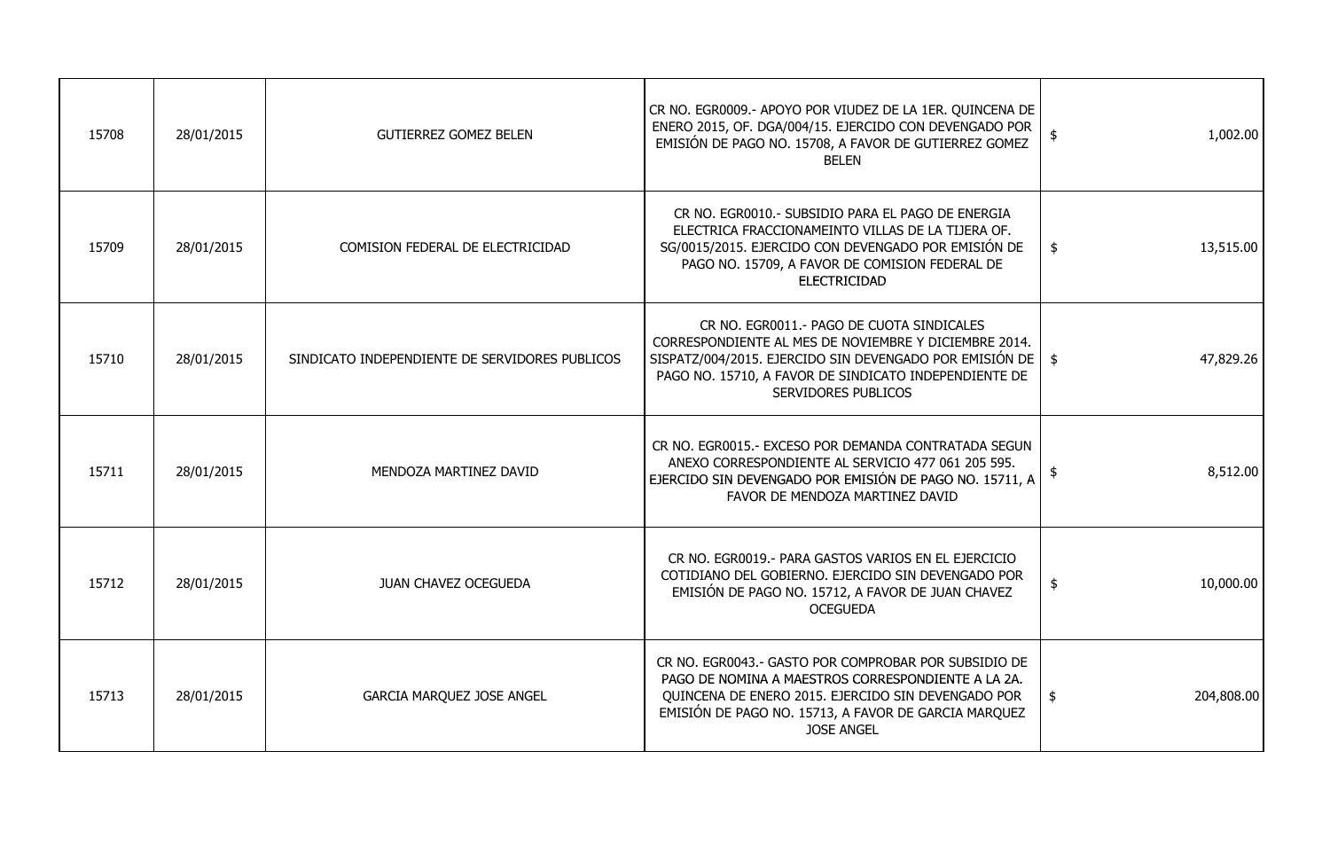| | | | | | |
|---|---|---|---|---|---|
| 15708 | 28/01/2015 | GUTIERREZ GOMEZ BELEN | CR NO. EGR0009.- APOYO POR VIUDEZ DE LA 1ER. QUINCENA DE ENERO 2015, OF. DGA/004/15. EJERCIDO CON DEVENGADO POR EMISIÓN DE PAGO NO. 15708, A FAVOR DE GUTIERREZ GOMEZ BELEN | $ | 1,002.00 |
| 15709 | 28/01/2015 | COMISION FEDERAL DE ELECTRICIDAD | CR NO. EGR0010.- SUBSIDIO PARA EL PAGO DE ENERGIA ELECTRICA FRACCIONAMEINTO VILLAS DE LA TIJERA OF. SG/0015/2015. EJERCIDO CON DEVENGADO POR EMISIÓN DE PAGO NO. 15709, A FAVOR DE COMISION FEDERAL DE ELECTRICIDAD | $ | 13,515.00 |
| 15710 | 28/01/2015 | SINDICATO INDEPENDIENTE DE SERVIDORES PUBLICOS | CR NO. EGR0011.- PAGO DE CUOTA SINDICALES CORRESPONDIENTE AL MES DE NOVIEMBRE Y DICIEMBRE 2014. SISPATZ/004/2015. EJERCIDO SIN DEVENGADO POR EMISIÓN DE PAGO NO. 15710, A FAVOR DE SINDICATO INDEPENDIENTE DE SERVIDORES PUBLICOS | $ | 47,829.26 |
| 15711 | 28/01/2015 | MENDOZA MARTINEZ DAVID | CR NO. EGR0015.- EXCESO POR DEMANDA CONTRATADA SEGUN ANEXO CORRESPONDIENTE AL SERVICIO 477 061 205 595. EJERCIDO SIN DEVENGADO POR EMISIÓN DE PAGO NO. 15711, A FAVOR DE MENDOZA MARTINEZ DAVID | $ | 8,512.00 |
| 15712 | 28/01/2015 | JUAN CHAVEZ OCEGUEDA | CR NO. EGR0019.- PARA GASTOS VARIOS EN EL EJERCICIO COTIDIANO DEL GOBIERNO. EJERCIDO SIN DEVENGADO POR EMISIÓN DE PAGO NO. 15712, A FAVOR DE JUAN CHAVEZ OCEGUEDA | $ | 10,000.00 |
| 15713 | 28/01/2015 | GARCIA MARQUEZ JOSE ANGEL | CR NO. EGR0043.- GASTO POR COMPROBAR POR SUBSIDIO DE PAGO DE NOMINA A MAESTROS CORRESPONDIENTE A LA 2A. QUINCENA DE ENERO 2015. EJERCIDO SIN DEVENGADO POR EMISIÓN DE PAGO NO. 15713, A FAVOR DE GARCIA MARQUEZ JOSE ANGEL | $ | 204,808.00 |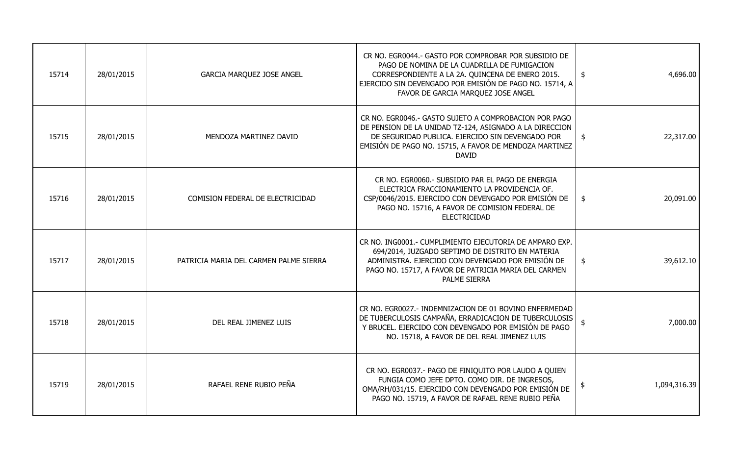| | | | | | |
|---|---|---|---|---|---|
| 15714 | 28/01/2015 | GARCIA MARQUEZ JOSE ANGEL | CR NO. EGR0044.- GASTO POR COMPROBAR POR SUBSIDIO DE PAGO DE NOMINA DE LA CUADRILLA DE FUMIGACION CORRESPONDIENTE A LA 2A. QUINCENA DE ENERO 2015. EJERCIDO SIN DEVENGADO POR EMISIÓN DE PAGO NO. 15714, A FAVOR DE GARCIA MARQUEZ JOSE ANGEL | $ | 4,696.00 |
| 15715 | 28/01/2015 | MENDOZA MARTINEZ DAVID | CR NO. EGR0046.- GASTO SUJETO A COMPROBACION POR PAGO DE PENSION DE LA UNIDAD TZ-124, ASIGNADO A LA DIRECCION DE SEGURIDAD PUBLICA. EJERCIDO SIN DEVENGADO POR EMISIÓN DE PAGO NO. 15715, A FAVOR DE MENDOZA MARTINEZ DAVID | $ | 22,317.00 |
| 15716 | 28/01/2015 | COMISION FEDERAL DE ELECTRICIDAD | CR NO. EGR0060.- SUBSIDIO PAR EL PAGO DE ENERGIA ELECTRICA FRACCIONAMIENTO LA PROVIDENCIA OF. CSP/0046/2015. EJERCIDO CON DEVENGADO POR EMISIÓN DE PAGO NO. 15716, A FAVOR DE COMISION FEDERAL DE ELECTRICIDAD | $ | 20,091.00 |
| 15717 | 28/01/2015 | PATRICIA MARIA DEL CARMEN PALME SIERRA | CR NO. ING0001.- CUMPLIMIENTO EJECUTORIA DE AMPARO EXP. 694/2014, JUZGADO SEPTIMO DE DISTRITO EN MATERIA ADMINISTRA. EJERCIDO CON DEVENGADO POR EMISIÓN DE PAGO NO. 15717, A FAVOR DE PATRICIA MARIA DEL CARMEN PALME SIERRA | $ | 39,612.10 |
| 15718 | 28/01/2015 | DEL REAL JIMENEZ LUIS | CR NO. EGR0027.- INDEMNIZACION DE 01 BOVINO ENFERMEDAD DE TUBERCULOSIS CAMPAÑA, ERRADICACION DE TUBERCULOSIS Y BRUCEL. EJERCIDO CON DEVENGADO POR EMISIÓN DE PAGO NO. 15718, A FAVOR DE DEL REAL JIMENEZ LUIS | $ | 7,000.00 |
| 15719 | 28/01/2015 | RAFAEL RENE RUBIO PEÑA | CR NO. EGR0037.- PAGO DE FINIQUITO POR LAUDO A QUIEN FUNGIA COMO JEFE DPTO. COMO DIR. DE INGRESOS, OMA/RH/031/15. EJERCIDO CON DEVENGADO POR EMISIÓN DE PAGO NO. 15719, A FAVOR DE RAFAEL RENE RUBIO PEÑA | $ | 1,094,316.39 |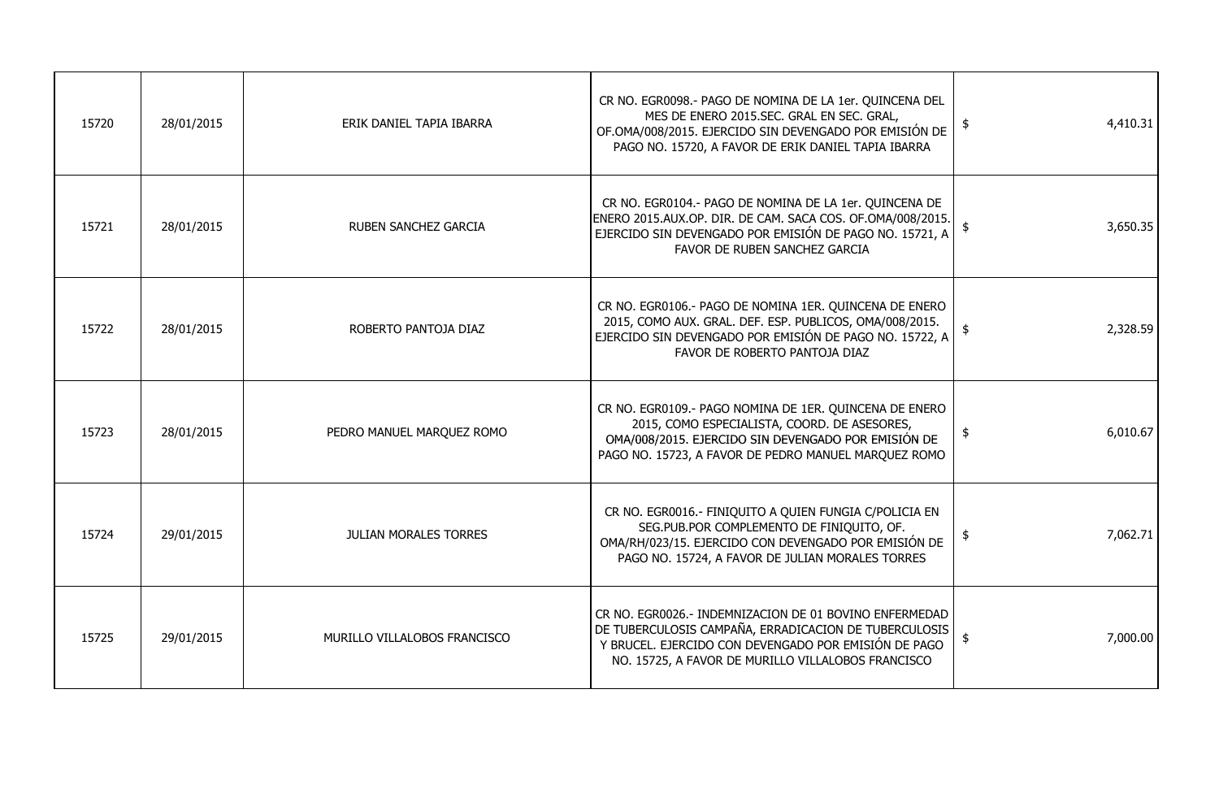| | | | | | |
|---|---|---|---|---|---|
| 15720 | 28/01/2015 | ERIK DANIEL TAPIA IBARRA | CR NO. EGR0098.- PAGO DE NOMINA DE LA 1er. QUINCENA DEL MES DE ENERO 2015.SEC. GRAL EN SEC. GRAL, OF.OMA/008/2015. EJERCIDO SIN DEVENGADO POR EMISIÓN DE PAGO NO. 15720, A FAVOR DE ERIK DANIEL TAPIA IBARRA | $ | 4,410.31 |
| 15721 | 28/01/2015 | RUBEN SANCHEZ GARCIA | CR NO. EGR0104.- PAGO DE NOMINA DE LA 1er. QUINCENA DE ENERO 2015.AUX.OP. DIR. DE CAM. SACA COS. OF.OMA/008/2015. EJERCIDO SIN DEVENGADO POR EMISIÓN DE PAGO NO. 15721, A FAVOR DE RUBEN SANCHEZ GARCIA | $ | 3,650.35 |
| 15722 | 28/01/2015 | ROBERTO PANTOJA DIAZ | CR NO. EGR0106.- PAGO DE NOMINA 1ER. QUINCENA DE ENERO 2015, COMO AUX. GRAL. DEF. ESP. PUBLICOS, OMA/008/2015. EJERCIDO SIN DEVENGADO POR EMISIÓN DE PAGO NO. 15722, A FAVOR DE ROBERTO PANTOJA DIAZ | $ | 2,328.59 |
| 15723 | 28/01/2015 | PEDRO MANUEL MARQUEZ ROMO | CR NO. EGR0109.- PAGO NOMINA DE 1ER. QUINCENA DE ENERO 2015, COMO ESPECIALISTA, COORD. DE ASESORES, OMA/008/2015. EJERCIDO SIN DEVENGADO POR EMISIÓN DE PAGO NO. 15723, A FAVOR DE PEDRO MANUEL MARQUEZ ROMO | $ | 6,010.67 |
| 15724 | 29/01/2015 | JULIAN MORALES TORRES | CR NO. EGR0016.- FINIQUITO A QUIEN FUNGIA C/POLICIA EN SEG.PUB.POR COMPLEMENTO DE FINIQUITO, OF. OMA/RH/023/15. EJERCIDO CON DEVENGADO POR EMISIÓN DE PAGO NO. 15724, A FAVOR DE JULIAN MORALES TORRES | $ | 7,062.71 |
| 15725 | 29/01/2015 | MURILLO VILLALOBOS FRANCISCO | CR NO. EGR0026.- INDEMNIZACION DE 01 BOVINO ENFERMEDAD DE TUBERCULOSIS CAMPAÑA, ERRADICACION DE TUBERCULOSIS Y BRUCEL. EJERCIDO CON DEVENGADO POR EMISIÓN DE PAGO NO. 15725, A FAVOR DE MURILLO VILLALOBOS FRANCISCO | $ | 7,000.00 |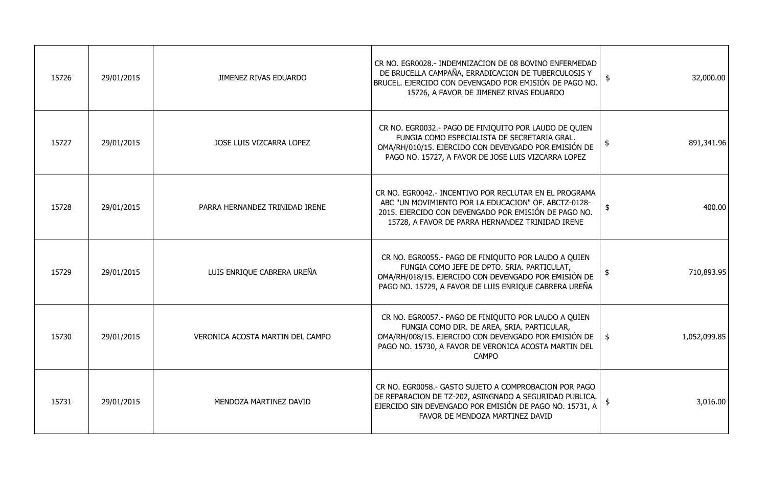| | | | | |
|---|---|---|---|---|
| 15726 | 29/01/2015 | JIMENEZ RIVAS EDUARDO | CR NO. EGR0028.- INDEMNIZACION DE 08 BOVINO ENFERMEDAD DE BRUCELLA CAMPAÑA, ERRADICACION DE TUBERCULOSIS Y BRUCEL. EJERCIDO CON DEVENGADO POR EMISIÓN DE PAGO NO. 15726, A FAVOR DE JIMENEZ RIVAS EDUARDO | $ 32,000.00 |
| 15727 | 29/01/2015 | JOSE LUIS VIZCARRA LOPEZ | CR NO. EGR0032.- PAGO DE FINIQUITO POR LAUDO DE QUIEN FUNGIA COMO ESPECIALISTA DE SECRETARIA GRAL. OMA/RH/010/15. EJERCIDO CON DEVENGADO POR EMISIÓN DE PAGO NO. 15727, A FAVOR DE JOSE LUIS VIZCARRA LOPEZ | $ 891,341.96 |
| 15728 | 29/01/2015 | PARRA HERNANDEZ TRINIDAD IRENE | CR NO. EGR0042.- INCENTIVO POR RECLUTAR EN EL PROGRAMA ABC "UN MOVIMIENTO POR LA EDUCACION" OF. ABCTZ-0128-2015. EJERCIDO CON DEVENGADO POR EMISIÓN DE PAGO NO. 15728, A FAVOR DE PARRA HERNANDEZ TRINIDAD IRENE | $ 400.00 |
| 15729 | 29/01/2015 | LUIS ENRIQUE CABRERA UREÑA | CR NO. EGR0055.- PAGO DE FINIQUITO POR LAUDO A QUIEN FUNGIA COMO JEFE DE DPTO. SRIA. PARTICULAT, OMA/RH/018/15. EJERCIDO CON DEVENGADO POR EMISIÓN DE PAGO NO. 15729, A FAVOR DE LUIS ENRIQUE CABRERA UREÑA | $ 710,893.95 |
| 15730 | 29/01/2015 | VERONICA ACOSTA MARTIN DEL CAMPO | CR NO. EGR0057.- PAGO DE FINIQUITO POR LAUDO A QUIEN FUNGIA COMO DIR. DE AREA, SRIA. PARTICULAR, OMA/RH/008/15. EJERCIDO CON DEVENGADO POR EMISIÓN DE PAGO NO. 15730, A FAVOR DE VERONICA ACOSTA MARTIN DEL CAMPO | $ 1,052,099.85 |
| 15731 | 29/01/2015 | MENDOZA MARTINEZ DAVID | CR NO. EGR0058.- GASTO SUJETO A COMPROBACION POR PAGO DE REPARACION DE TZ-202, ASINGNADO A SEGURIDAD PUBLICA. EJERCIDO SIN DEVENGADO POR EMISIÓN DE PAGO NO. 15731, A FAVOR DE MENDOZA MARTINEZ DAVID | $ 3,016.00 |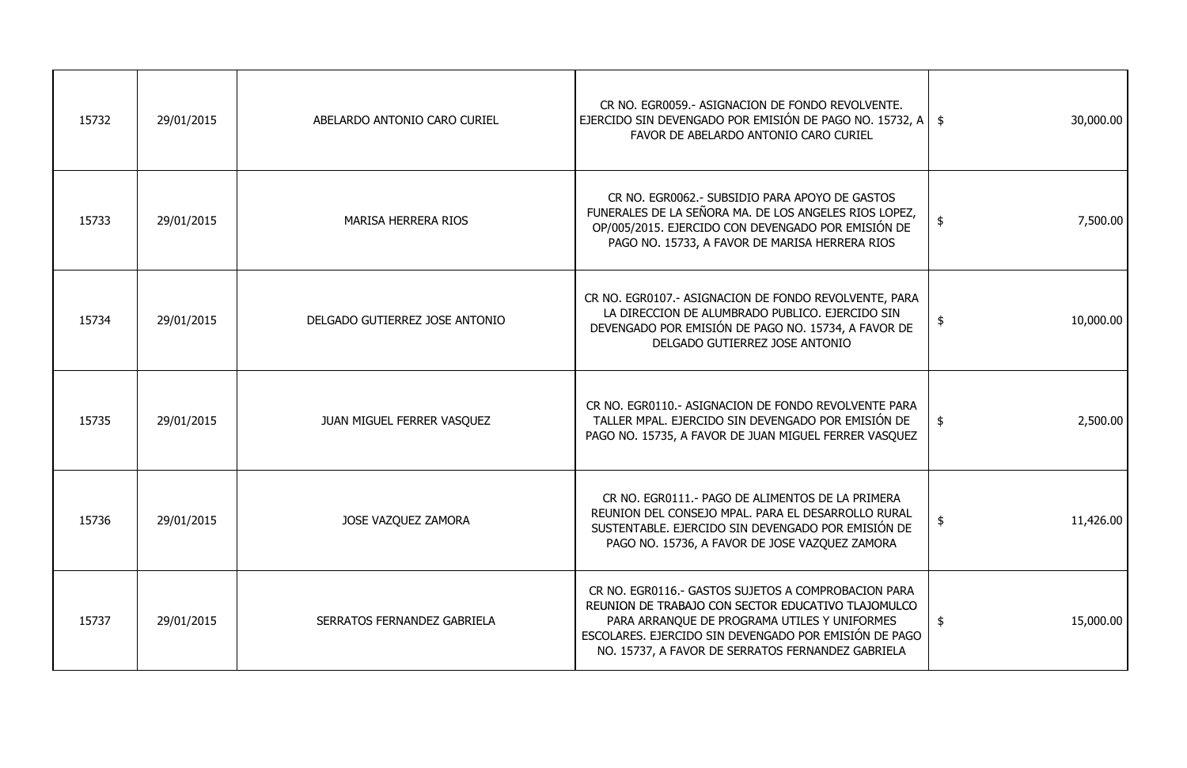| | | | | | |
|---|---|---|---|---|---|
| 15732 | 29/01/2015 | ABELARDO ANTONIO CARO CURIEL | CR NO. EGR0059.- ASIGNACION DE FONDO REVOLVENTE. EJERCIDO SIN DEVENGADO POR EMISIÓN DE PAGO NO. 15732, A FAVOR DE ABELARDO ANTONIO CARO CURIEL | $ | 30,000.00 |
| 15733 | 29/01/2015 | MARISA HERRERA RIOS | CR NO. EGR0062.- SUBSIDIO PARA APOYO DE GASTOS FUNERALES DE LA SEÑORA MA. DE LOS ANGELES RIOS LOPEZ, OP/005/2015. EJERCIDO CON DEVENGADO POR EMISIÓN DE PAGO NO. 15733, A FAVOR DE MARISA HERRERA RIOS | $ | 7,500.00 |
| 15734 | 29/01/2015 | DELGADO GUTIERREZ JOSE ANTONIO | CR NO. EGR0107.- ASIGNACION DE FONDO REVOLVENTE, PARA LA DIRECCION DE ALUMBRADO PUBLICO. EJERCIDO SIN DEVENGADO POR EMISIÓN DE PAGO NO. 15734, A FAVOR DE DELGADO GUTIERREZ JOSE ANTONIO | $ | 10,000.00 |
| 15735 | 29/01/2015 | JUAN MIGUEL FERRER VASQUEZ | CR NO. EGR0110.- ASIGNACION DE FONDO REVOLVENTE PARA TALLER MPAL. EJERCIDO SIN DEVENGADO POR EMISIÓN DE PAGO NO. 15735, A FAVOR DE JUAN MIGUEL FERRER VASQUEZ | $ | 2,500.00 |
| 15736 | 29/01/2015 | JOSE VAZQUEZ ZAMORA | CR NO. EGR0111.- PAGO DE ALIMENTOS DE LA PRIMERA REUNION DEL CONSEJO MPAL. PARA EL DESARROLLO RURAL SUSTENTABLE. EJERCIDO SIN DEVENGADO POR EMISIÓN DE PAGO NO. 15736, A FAVOR DE JOSE VAZQUEZ ZAMORA | $ | 11,426.00 |
| 15737 | 29/01/2015 | SERRATOS FERNANDEZ GABRIELA | CR NO. EGR0116.- GASTOS SUJETOS A COMPROBACION PARA REUNION DE TRABAJO CON SECTOR EDUCATIVO TLAJOMULCO PARA ARRANQUE DE PROGRAMA UTILES Y UNIFORMES ESCOLARES. EJERCIDO SIN DEVENGADO POR EMISIÓN DE PAGO NO. 15737, A FAVOR DE SERRATOS FERNANDEZ GABRIELA | $ | 15,000.00 |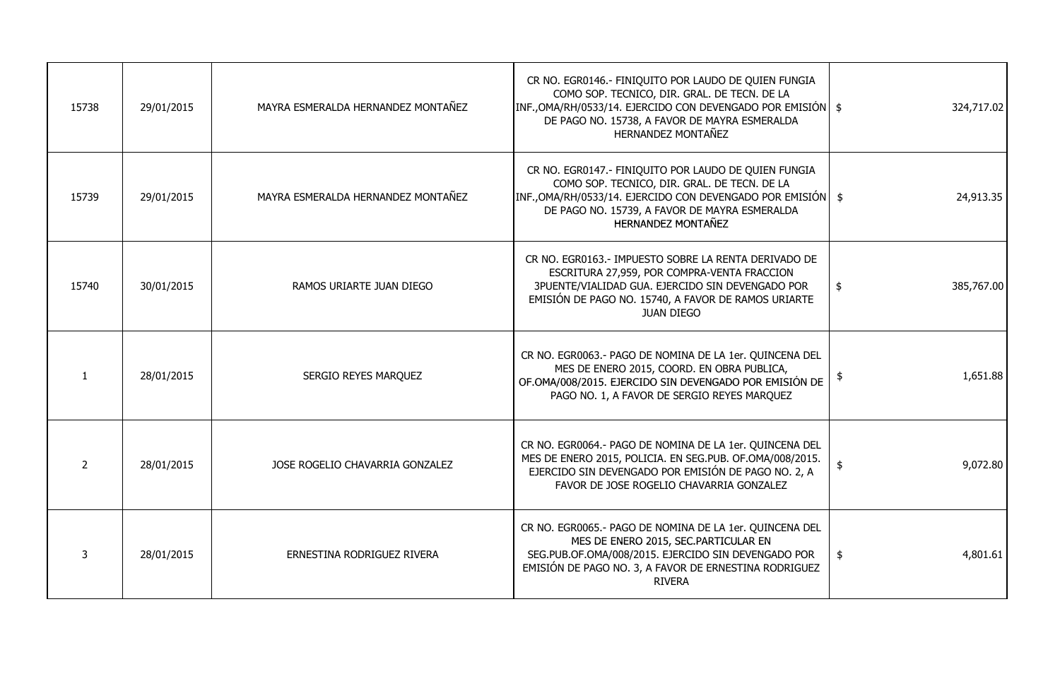| | | | | | |
|---|---|---|---|---|---|
| 15738 | 29/01/2015 | MAYRA ESMERALDA HERNANDEZ MONTAÑEZ | CR NO. EGR0146.- FINIQUITO POR LAUDO DE QUIEN FUNGIA COMO SOP. TECNICO, DIR. GRAL. DE TECN. DE LA INF.,OMA/RH/0533/14. EJERCIDO CON DEVENGADO POR EMISIÓN DE PAGO NO. 15738, A FAVOR DE MAYRA ESMERALDA HERNANDEZ MONTAÑEZ | $ | 324,717.02 |
| 15739 | 29/01/2015 | MAYRA ESMERALDA HERNANDEZ MONTAÑEZ | CR NO. EGR0147.- FINIQUITO POR LAUDO DE QUIEN FUNGIA COMO SOP. TECNICO, DIR. GRAL. DE TECN. DE LA INF.,OMA/RH/0533/14. EJERCIDO CON DEVENGADO POR EMISIÓN DE PAGO NO. 15739, A FAVOR DE MAYRA ESMERALDA HERNANDEZ MONTAÑEZ | $ | 24,913.35 |
| 15740 | 30/01/2015 | RAMOS URIARTE JUAN DIEGO | CR NO. EGR0163.- IMPUESTO SOBRE LA RENTA DERIVADO DE ESCRITURA 27,959, POR COMPRA-VENTA FRACCION 3PUENTE/VIALIDAD GUA. EJERCIDO SIN DEVENGADO POR EMISIÓN DE PAGO NO. 15740, A FAVOR DE RAMOS URIARTE JUAN DIEGO | $ | 385,767.00 |
| 1 | 28/01/2015 | SERGIO REYES MARQUEZ | CR NO. EGR0063.- PAGO DE NOMINA DE LA 1er. QUINCENA DEL MES DE ENERO 2015, COORD. EN OBRA PUBLICA, OF.OMA/008/2015. EJERCIDO SIN DEVENGADO POR EMISIÓN DE PAGO NO. 1, A FAVOR DE SERGIO REYES MARQUEZ | $ | 1,651.88 |
| 2 | 28/01/2015 | JOSE ROGELIO CHAVARRIA GONZALEZ | CR NO. EGR0064.- PAGO DE NOMINA DE LA 1er. QUINCENA DEL MES DE ENERO 2015, POLICIA. EN SEG.PUB. OF.OMA/008/2015. EJERCIDO SIN DEVENGADO POR EMISIÓN DE PAGO NO. 2, A FAVOR DE JOSE ROGELIO CHAVARRIA GONZALEZ | $ | 9,072.80 |
| 3 | 28/01/2015 | ERNESTINA RODRIGUEZ RIVERA | CR NO. EGR0065.- PAGO DE NOMINA DE LA 1er. QUINCENA DEL MES DE ENERO 2015, SEC.PARTICULAR EN SEG.PUB.OF.OMA/008/2015. EJERCIDO SIN DEVENGADO POR EMISIÓN DE PAGO NO. 3, A FAVOR DE ERNESTINA RODRIGUEZ RIVERA | $ | 4,801.61 |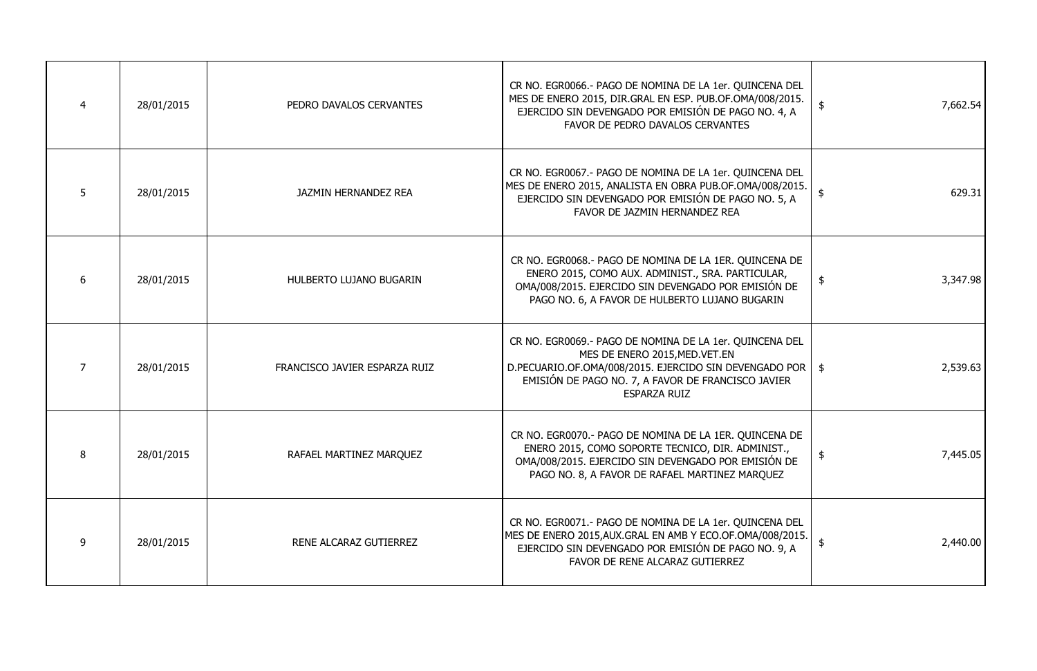| | | | | | |
|---|---|---|---|---|---|
| 4 | 28/01/2015 | PEDRO DAVALOS CERVANTES | CR NO. EGR0066.- PAGO DE NOMINA DE LA 1er. QUINCENA DEL MES DE ENERO 2015, DIR.GRAL EN ESP. PUB.OF.OMA/008/2015. EJERCIDO SIN DEVENGADO POR EMISIÓN DE PAGO NO. 4, A FAVOR DE PEDRO DAVALOS CERVANTES | $ | 7,662.54 |
| 5 | 28/01/2015 | JAZMIN HERNANDEZ REA | CR NO. EGR0067.- PAGO DE NOMINA DE LA 1er. QUINCENA DEL MES DE ENERO 2015, ANALISTA EN OBRA PUB.OF.OMA/008/2015. EJERCIDO SIN DEVENGADO POR EMISIÓN DE PAGO NO. 5, A FAVOR DE JAZMIN HERNANDEZ REA | $ | 629.31 |
| 6 | 28/01/2015 | HULBERTO LUJANO BUGARIN | CR NO. EGR0068.- PAGO DE NOMINA DE LA 1ER. QUINCENA DE ENERO 2015, COMO AUX. ADMINIST., SRA. PARTICULAR, OMA/008/2015. EJERCIDO SIN DEVENGADO POR EMISIÓN DE PAGO NO. 6, A FAVOR DE HULBERTO LUJANO BUGARIN | $ | 3,347.98 |
| 7 | 28/01/2015 | FRANCISCO JAVIER ESPARZA RUIZ | CR NO. EGR0069.- PAGO DE NOMINA DE LA 1er. QUINCENA DEL MES DE ENERO 2015,MED.VET.EN D.PECUARIO.OF.OMA/008/2015. EJERCIDO SIN DEVENGADO POR EMISIÓN DE PAGO NO. 7, A FAVOR DE FRANCISCO JAVIER ESPARZA RUIZ | $ | 2,539.63 |
| 8 | 28/01/2015 | RAFAEL MARTINEZ MARQUEZ | CR NO. EGR0070.- PAGO DE NOMINA DE LA 1ER. QUINCENA DE ENERO 2015, COMO SOPORTE TECNICO, DIR. ADMINIST., OMA/008/2015. EJERCIDO SIN DEVENGADO POR EMISIÓN DE PAGO NO. 8, A FAVOR DE RAFAEL MARTINEZ MARQUEZ | $ | 7,445.05 |
| 9 | 28/01/2015 | RENE ALCARAZ GUTIERREZ | CR NO. EGR0071.- PAGO DE NOMINA DE LA 1er. QUINCENA DEL MES DE ENERO 2015,AUX.GRAL EN AMB Y ECO.OF.OMA/008/2015. EJERCIDO SIN DEVENGADO POR EMISIÓN DE PAGO NO. 9, A FAVOR DE RENE ALCARAZ GUTIERREZ | $ | 2,440.00 |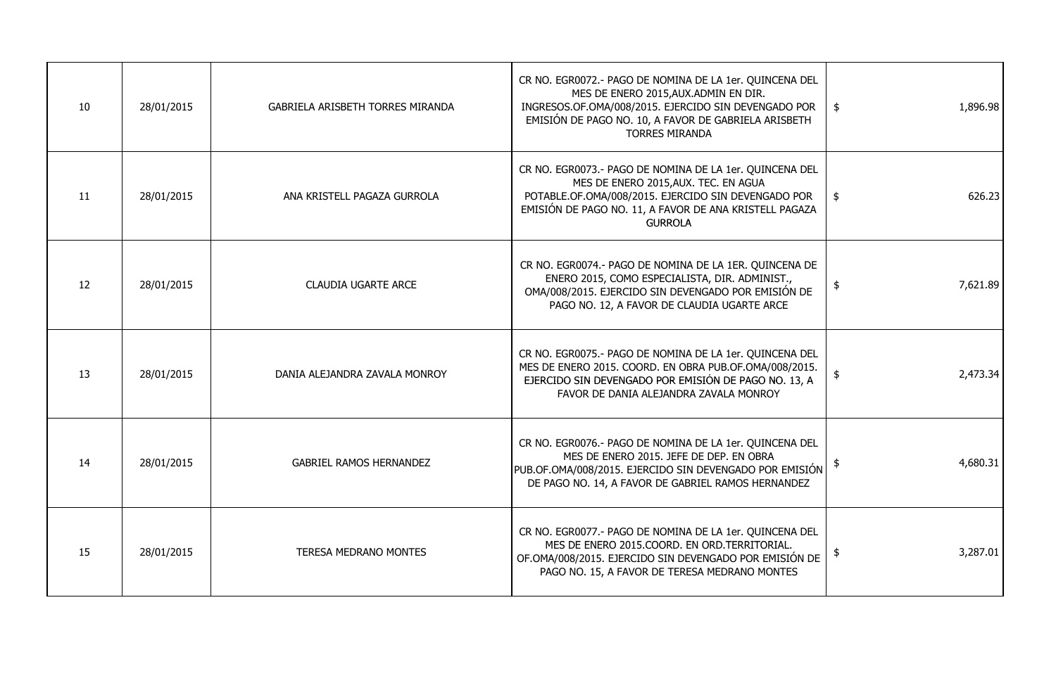| | | | | | |
|---|---|---|---|---|---|
| 10 | 28/01/2015 | GABRIELA ARISBETH TORRES MIRANDA | CR NO. EGR0072.- PAGO DE NOMINA DE LA 1er. QUINCENA DEL MES DE ENERO 2015,AUX.ADMIN EN DIR. INGRESOS.OF.OMA/008/2015. EJERCIDO SIN DEVENGADO POR EMISIÓN DE PAGO NO. 10, A FAVOR DE GABRIELA ARISBETH TORRES MIRANDA | $ | 1,896.98 |
| 11 | 28/01/2015 | ANA KRISTELL PAGAZA GURROLA | CR NO. EGR0073.- PAGO DE NOMINA DE LA 1er. QUINCENA DEL MES DE ENERO 2015,AUX. TEC. EN AGUA POTABLE.OF.OMA/008/2015. EJERCIDO SIN DEVENGADO POR EMISIÓN DE PAGO NO. 11, A FAVOR DE ANA KRISTELL PAGAZA GURROLA | $ | 626.23 |
| 12 | 28/01/2015 | CLAUDIA UGARTE ARCE | CR NO. EGR0074.- PAGO DE NOMINA DE LA 1ER. QUINCENA DE ENERO 2015, COMO ESPECIALISTA, DIR. ADMINIST., OMA/008/2015. EJERCIDO SIN DEVENGADO POR EMISIÓN DE PAGO NO. 12, A FAVOR DE CLAUDIA UGARTE ARCE | $ | 7,621.89 |
| 13 | 28/01/2015 | DANIA ALEJANDRA ZAVALA MONROY | CR NO. EGR0075.- PAGO DE NOMINA DE LA 1er. QUINCENA DEL MES DE ENERO 2015. COORD. EN OBRA PUB.OF.OMA/008/2015. EJERCIDO SIN DEVENGADO POR EMISIÓN DE PAGO NO. 13, A FAVOR DE DANIA ALEJANDRA ZAVALA MONROY | $ | 2,473.34 |
| 14 | 28/01/2015 | GABRIEL RAMOS HERNANDEZ | CR NO. EGR0076.- PAGO DE NOMINA DE LA 1er. QUINCENA DEL MES DE ENERO 2015. JEFE DE DEP. EN OBRA PUB.OF.OMA/008/2015. EJERCIDO SIN DEVENGADO POR EMISIÓN DE PAGO NO. 14, A FAVOR DE GABRIEL RAMOS HERNANDEZ | $ | 4,680.31 |
| 15 | 28/01/2015 | TERESA MEDRANO MONTES | CR NO. EGR0077.- PAGO DE NOMINA DE LA 1er. QUINCENA DEL MES DE ENERO 2015.COORD. EN ORD.TERRITORIAL. OF.OMA/008/2015. EJERCIDO SIN DEVENGADO POR EMISIÓN DE PAGO NO. 15, A FAVOR DE TERESA MEDRANO MONTES | $ | 3,287.01 |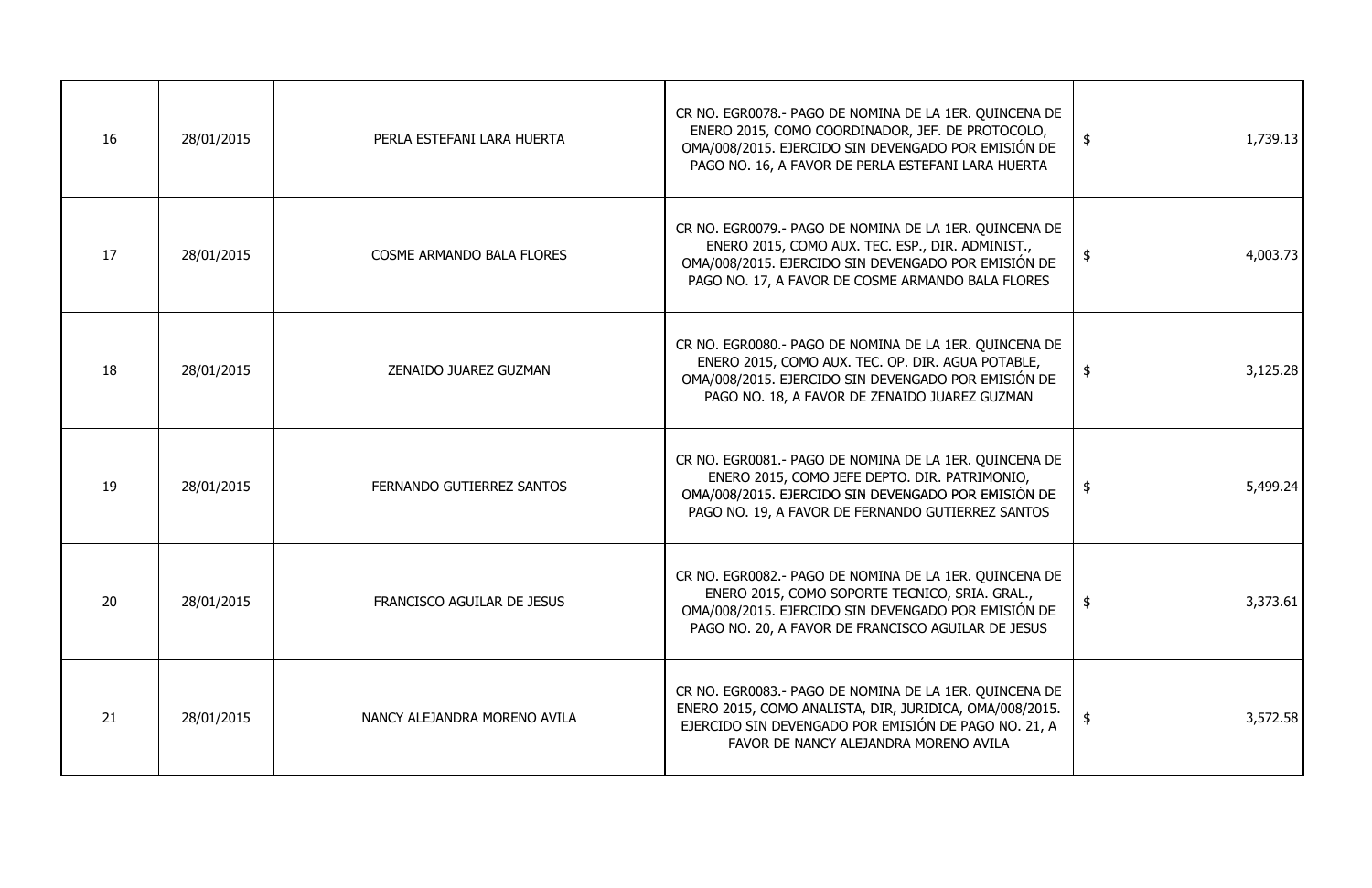| 16 | 28/01/2015 | PERLA ESTEFANI LARA HUERTA | CR NO. EGR0078.- PAGO DE NOMINA DE LA 1ER. QUINCENA DE ENERO 2015, COMO COORDINADOR, JEF. DE PROTOCOLO, OMA/008/2015. EJERCIDO SIN DEVENGADO POR EMISIÓN DE PAGO NO. 16, A FAVOR DE PERLA ESTEFANI LARA HUERTA | $ | 1,739.13 |
|---|---|---|---|---|---|
| 17 | 28/01/2015 | COSME ARMANDO BALA FLORES | CR NO. EGR0079.- PAGO DE NOMINA DE LA 1ER. QUINCENA DE ENERO 2015, COMO AUX. TEC. ESP., DIR. ADMINIST., OMA/008/2015. EJERCIDO SIN DEVENGADO POR EMISIÓN DE PAGO NO. 17, A FAVOR DE COSME ARMANDO BALA FLORES | $ | 4,003.73 |
| 18 | 28/01/2015 | ZENAIDO JUAREZ GUZMAN | CR NO. EGR0080.- PAGO DE NOMINA DE LA 1ER. QUINCENA DE ENERO 2015, COMO AUX. TEC. OP. DIR. AGUA POTABLE, OMA/008/2015. EJERCIDO SIN DEVENGADO POR EMISIÓN DE PAGO NO. 18, A FAVOR DE ZENAIDO JUAREZ GUZMAN | $ | 3,125.28 |
| 19 | 28/01/2015 | FERNANDO GUTIERREZ SANTOS | CR NO. EGR0081.- PAGO DE NOMINA DE LA 1ER. QUINCENA DE ENERO 2015, COMO JEFE DEPTO. DIR. PATRIMONIO, OMA/008/2015. EJERCIDO SIN DEVENGADO POR EMISIÓN DE PAGO NO. 19, A FAVOR DE FERNANDO GUTIERREZ SANTOS | $ | 5,499.24 |
| 20 | 28/01/2015 | FRANCISCO AGUILAR DE JESUS | CR NO. EGR0082.- PAGO DE NOMINA DE LA 1ER. QUINCENA DE ENERO 2015, COMO SOPORTE TECNICO, SRIA. GRAL., OMA/008/2015. EJERCIDO SIN DEVENGADO POR EMISIÓN DE PAGO NO. 20, A FAVOR DE FRANCISCO AGUILAR DE JESUS | $ | 3,373.61 |
| 21 | 28/01/2015 | NANCY ALEJANDRA MORENO AVILA | CR NO. EGR0083.- PAGO DE NOMINA DE LA 1ER. QUINCENA DE ENERO 2015, COMO ANALISTA, DIR, JURIDICA, OMA/008/2015. EJERCIDO SIN DEVENGADO POR EMISIÓN DE PAGO NO. 21, A FAVOR DE NANCY ALEJANDRA MORENO AVILA | $ | 3,572.58 |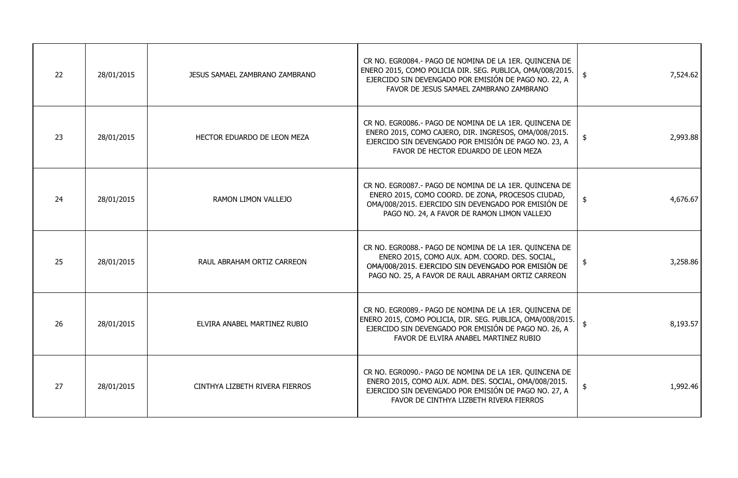| 22 | 28/01/2015 | JESUS SAMAEL ZAMBRANO ZAMBRANO | CR NO. EGR0084.- PAGO DE NOMINA DE LA 1ER. QUINCENA DE ENERO 2015, COMO POLICIA DIR. SEG. PUBLICA, OMA/008/2015. EJERCIDO SIN DEVENGADO POR EMISIÓN DE PAGO NO. 22, A FAVOR DE JESUS SAMAEL ZAMBRANO ZAMBRANO | $ | 7,524.62 |
|---|---|---|---|---|---|
| 23 | 28/01/2015 | HECTOR EDUARDO DE LEON MEZA | CR NO. EGR0086.- PAGO DE NOMINA DE LA 1ER. QUINCENA DE ENERO 2015, COMO CAJERO, DIR. INGRESOS, OMA/008/2015. EJERCIDO SIN DEVENGADO POR EMISIÓN DE PAGO NO. 23, A FAVOR DE HECTOR EDUARDO DE LEON MEZA | $ | 2,993.88 |
| 24 | 28/01/2015 | RAMON LIMON VALLEJO | CR NO. EGR0087.- PAGO DE NOMINA DE LA 1ER. QUINCENA DE ENERO 2015, COMO COORD. DE ZONA, PROCESOS CIUDAD, OMA/008/2015. EJERCIDO SIN DEVENGADO POR EMISIÓN DE PAGO NO. 24, A FAVOR DE RAMON LIMON VALLEJO | $ | 4,676.67 |
| 25 | 28/01/2015 | RAUL ABRAHAM ORTIZ CARREON | CR NO. EGR0088.- PAGO DE NOMINA DE LA 1ER. QUINCENA DE ENERO 2015, COMO AUX. ADM. COORD. DES. SOCIAL, OMA/008/2015. EJERCIDO SIN DEVENGADO POR EMISIÓN DE PAGO NO. 25, A FAVOR DE RAUL ABRAHAM ORTIZ CARREON | $ | 3,258.86 |
| 26 | 28/01/2015 | ELVIRA ANABEL MARTINEZ RUBIO | CR NO. EGR0089.- PAGO DE NOMINA DE LA 1ER. QUINCENA DE ENERO 2015, COMO POLICIA, DIR. SEG. PUBLICA, OMA/008/2015. EJERCIDO SIN DEVENGADO POR EMISIÓN DE PAGO NO. 26, A FAVOR DE ELVIRA ANABEL MARTINEZ RUBIO | $ | 8,193.57 |
| 27 | 28/01/2015 | CINTHYA LIZBETH RIVERA FIERROS | CR NO. EGR0090.- PAGO DE NOMINA DE LA 1ER. QUINCENA DE ENERO 2015, COMO AUX. ADM. DES. SOCIAL, OMA/008/2015. EJERCIDO SIN DEVENGADO POR EMISIÓN DE PAGO NO. 27, A FAVOR DE CINTHYA LIZBETH RIVERA FIERROS | $ | 1,992.46 |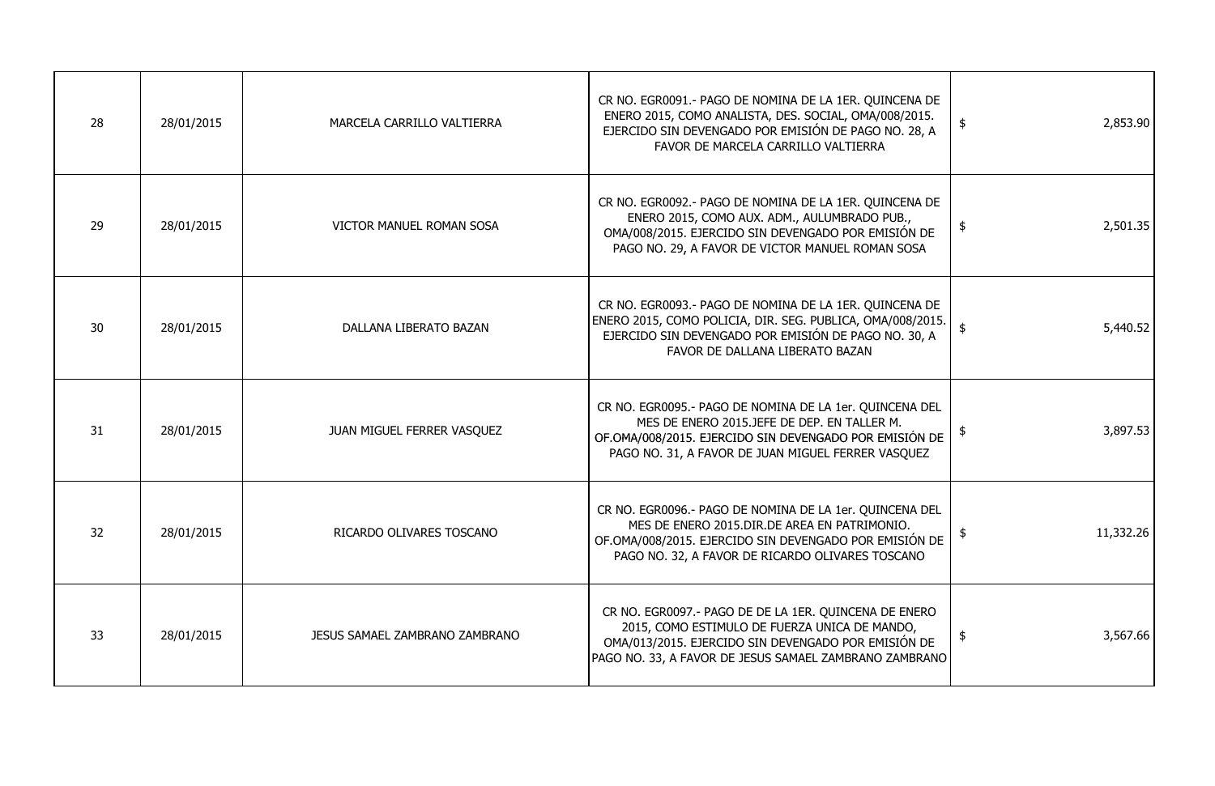| | | | | | |
|---|---|---|---|---|---|
| 28 | 28/01/2015 | MARCELA CARRILLO VALTIERRA | CR NO. EGR0091.- PAGO DE NOMINA DE LA 1ER. QUINCENA DE ENERO 2015, COMO ANALISTA, DES. SOCIAL, OMA/008/2015. EJERCIDO SIN DEVENGADO POR EMISIÓN DE PAGO NO. 28, A FAVOR DE MARCELA CARRILLO VALTIERRA | $ | 2,853.90 |
| 29 | 28/01/2015 | VICTOR MANUEL ROMAN SOSA | CR NO. EGR0092.- PAGO DE NOMINA DE LA 1ER. QUINCENA DE ENERO 2015, COMO AUX. ADM., ALUMBRADO PUB., OMA/008/2015. EJERCIDO SIN DEVENGADO POR EMISIÓN DE PAGO NO. 29, A FAVOR DE VICTOR MANUEL ROMAN SOSA | $ | 2,501.35 |
| 30 | 28/01/2015 | DALLANA LIBERATO BAZAN | CR NO. EGR0093.- PAGO DE NOMINA DE LA 1ER. QUINCENA DE ENERO 2015, COMO POLICIA, DIR. SEG. PUBLICA, OMA/008/2015. EJERCIDO SIN DEVENGADO POR EMISIÓN DE PAGO NO. 30, A FAVOR DE DALLANA LIBERATO BAZAN | $ | 5,440.52 |
| 31 | 28/01/2015 | JUAN MIGUEL FERRER VASQUEZ | CR NO. EGR0095.- PAGO DE NOMINA DE LA 1er. QUINCENA DEL MES DE ENERO 2015.JEFE DE DEP. EN TALLER M. OF.OMA/008/2015. EJERCIDO SIN DEVENGADO POR EMISIÓN DE PAGO NO. 31, A FAVOR DE JUAN MIGUEL FERRER VASQUEZ | $ | 3,897.53 |
| 32 | 28/01/2015 | RICARDO OLIVARES TOSCANO | CR NO. EGR0096.- PAGO DE NOMINA DE LA 1er. QUINCENA DEL MES DE ENERO 2015.DIR.DE AREA EN PATRIMONIO. OF.OMA/008/2015. EJERCIDO SIN DEVENGADO POR EMISIÓN DE PAGO NO. 32, A FAVOR DE RICARDO OLIVARES TOSCANO | $ | 11,332.26 |
| 33 | 28/01/2015 | JESUS SAMAEL ZAMBRANO ZAMBRANO | CR NO. EGR0097.- PAGO DE DE LA 1ER. QUINCENA DE ENERO 2015, COMO ESTIMULO DE FUERZA UNICA DE MANDO, OMA/013/2015. EJERCIDO SIN DEVENGADO POR EMISIÓN DE PAGO NO. 33, A FAVOR DE JESUS SAMAEL ZAMBRANO ZAMBRANO | $ | 3,567.66 |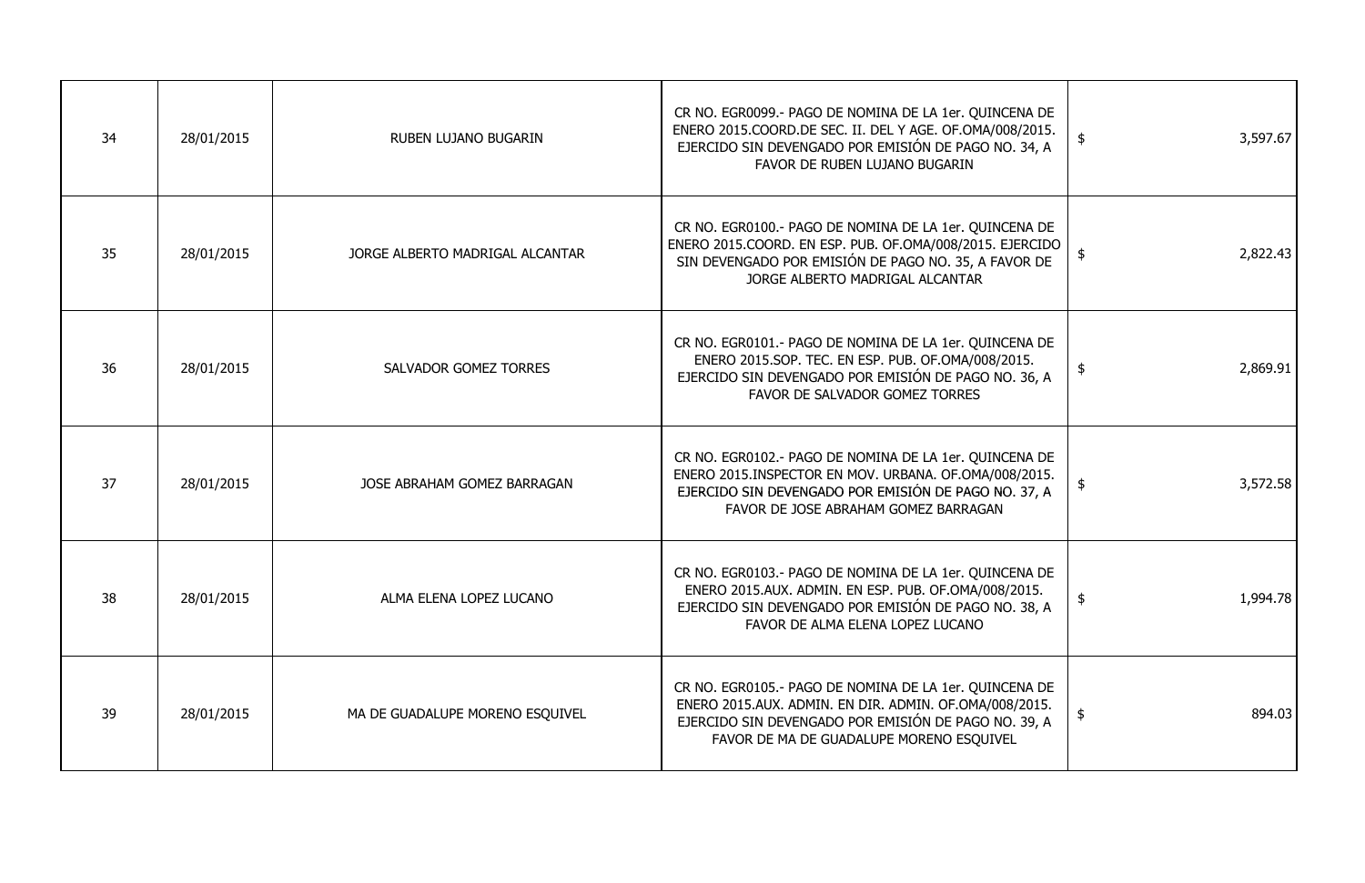| 34 | 28/01/2015 | RUBEN LUJANO BUGARIN | CR NO. EGR0099.- PAGO DE NOMINA DE LA 1er. QUINCENA DE ENERO 2015.COORD.DE SEC. II. DEL Y AGE. OF.OMA/008/2015. EJERCIDO SIN DEVENGADO POR EMISIÓN DE PAGO NO. 34, A FAVOR DE RUBEN LUJANO BUGARIN | $ | 3,597.67 |
|---|---|---|---|---|---|
| 35 | 28/01/2015 | JORGE ALBERTO MADRIGAL ALCANTAR | CR NO. EGR0100.- PAGO DE NOMINA DE LA 1er. QUINCENA DE ENERO 2015.COORD. EN ESP. PUB. OF.OMA/008/2015. EJERCIDO SIN DEVENGADO POR EMISIÓN DE PAGO NO. 35, A FAVOR DE JORGE ALBERTO MADRIGAL ALCANTAR | $ | 2,822.43 |
| 36 | 28/01/2015 | SALVADOR GOMEZ TORRES | CR NO. EGR0101.- PAGO DE NOMINA DE LA 1er. QUINCENA DE ENERO 2015.SOP. TEC. EN ESP. PUB. OF.OMA/008/2015. EJERCIDO SIN DEVENGADO POR EMISIÓN DE PAGO NO. 36, A FAVOR DE SALVADOR GOMEZ TORRES | $ | 2,869.91 |
| 37 | 28/01/2015 | JOSE ABRAHAM GOMEZ BARRAGAN | CR NO. EGR0102.- PAGO DE NOMINA DE LA 1er. QUINCENA DE ENERO 2015.INSPECTOR EN MOV. URBANA. OF.OMA/008/2015. EJERCIDO SIN DEVENGADO POR EMISIÓN DE PAGO NO. 37, A FAVOR DE JOSE ABRAHAM GOMEZ BARRAGAN | $ | 3,572.58 |
| 38 | 28/01/2015 | ALMA ELENA LOPEZ LUCANO | CR NO. EGR0103.- PAGO DE NOMINA DE LA 1er. QUINCENA DE ENERO 2015.AUX. ADMIN. EN ESP. PUB. OF.OMA/008/2015. EJERCIDO SIN DEVENGADO POR EMISIÓN DE PAGO NO. 38, A FAVOR DE ALMA ELENA LOPEZ LUCANO | $ | 1,994.78 |
| 39 | 28/01/2015 | MA DE GUADALUPE MORENO ESQUIVEL | CR NO. EGR0105.- PAGO DE NOMINA DE LA 1er. QUINCENA DE ENERO 2015.AUX. ADMIN. EN DIR. ADMIN. OF.OMA/008/2015. EJERCIDO SIN DEVENGADO POR EMISIÓN DE PAGO NO. 39, A FAVOR DE MA DE GUADALUPE MORENO ESQUIVEL | $ | 894.03 |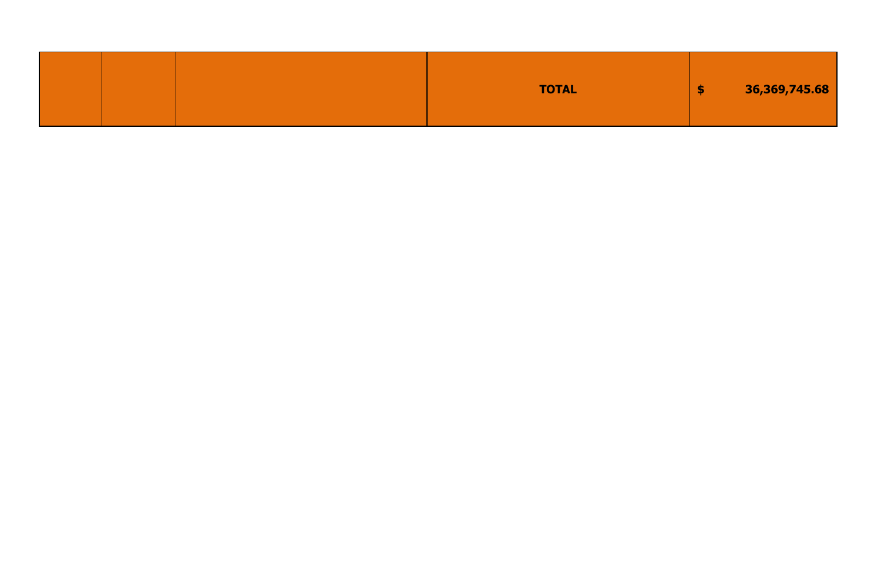| | | | | |
|---|---|---|---|---|
| | | | **TOTAL** | **$ 36,369,745.68** |